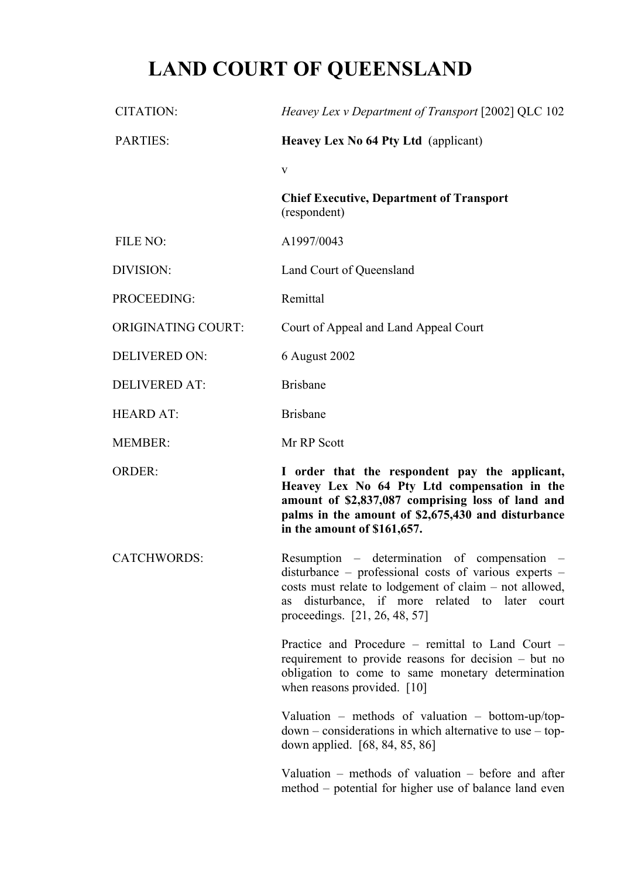# LAND COURT OF QUEENSLAND

| | |
|---|---|
| CITATION: | *Heavey Lex v Department of Transport* [2002] QLC 102 |
| PARTIES: | **Heavey Lex No 64 Pty Ltd** (applicant) |
| | v |
| | **Chief Executive, Department of Transport** (respondent) |
| FILE NO: | A1997/0043 |
| DIVISION: | Land Court of Queensland |
| PROCEEDING: | Remittal |
| ORIGINATING COURT: | Court of Appeal and Land Appeal Court |
| DELIVERED ON: | 6 August 2002 |
| DELIVERED AT: | Brisbane |
| HEARD AT: | Brisbane |
| MEMBER: | Mr RP Scott |
| ORDER: | **I order that the respondent pay the applicant, Heavey Lex No 64 Pty Ltd compensation in the amount of $2,837,087 comprising loss of land and palms in the amount of $2,675,430 and disturbance in the amount of $161,657.** |
| CATCHWORDS: | Resumption – determination of compensation – disturbance – professional costs of various experts – costs must relate to lodgement of claim – not allowed, as disturbance, if more related to later court proceedings. [21, 26, 48, 57] |
| | Practice and Procedure – remittal to Land Court – requirement to provide reasons for decision – but no obligation to come to same monetary determination when reasons provided. [10] |
| | Valuation – methods of valuation – bottom-up/top-down – considerations in which alternative to use – top-down applied. [68, 84, 85, 86] |
| | Valuation – methods of valuation – before and after method – potential for higher use of balance land even |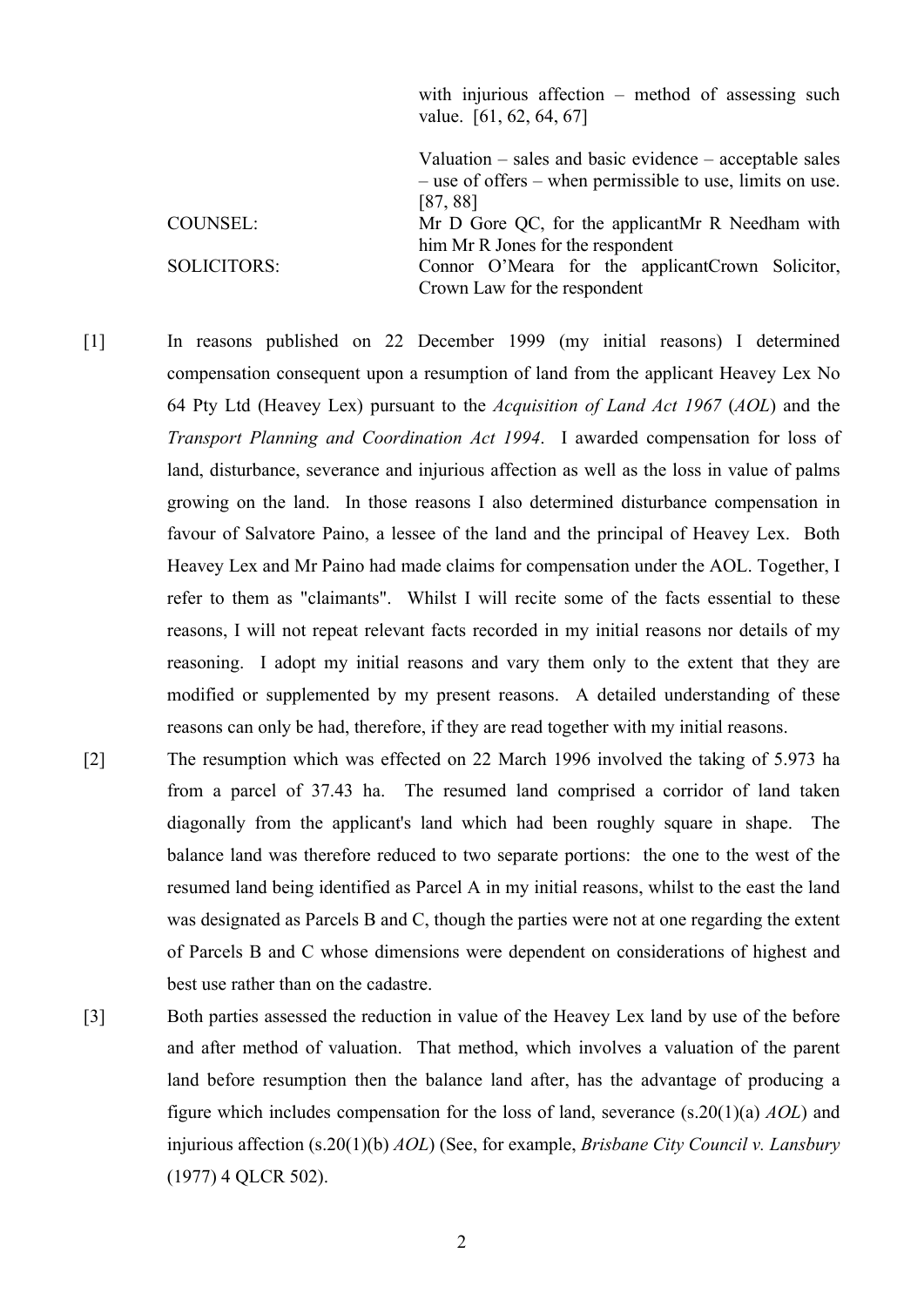with injurious affection – method of assessing such value. [61, 62, 64, 67]

Valuation – sales and basic evidence – acceptable sales – use of offers – when permissible to use, limits on use. [87, 88]

COUNSEL: Mr D Gore QC, for the applicant
Mr R Needham with him Mr R Jones for the respondent

SOLICITORS: Connor O'Meara for the applicant
Crown Solicitor, Crown Law for the respondent

[1] In reasons published on 22 December 1999 (my initial reasons) I determined compensation consequent upon a resumption of land from the applicant Heavey Lex No 64 Pty Ltd (Heavey Lex) pursuant to the *Acquisition of Land Act 1967* (*AOL*) and the *Transport Planning and Coordination Act 1994*. I awarded compensation for loss of land, disturbance, severance and injurious affection as well as the loss in value of palms growing on the land. In those reasons I also determined disturbance compensation in favour of Salvatore Paino, a lessee of the land and the principal of Heavey Lex. Both Heavey Lex and Mr Paino had made claims for compensation under the AOL. Together, I refer to them as "claimants". Whilst I will recite some of the facts essential to these reasons, I will not repeat relevant facts recorded in my initial reasons nor details of my reasoning. I adopt my initial reasons and vary them only to the extent that they are modified or supplemented by my present reasons. A detailed understanding of these reasons can only be had, therefore, if they are read together with my initial reasons.

[2] The resumption which was effected on 22 March 1996 involved the taking of 5.973 ha from a parcel of 37.43 ha. The resumed land comprised a corridor of land taken diagonally from the applicant's land which had been roughly square in shape. The balance land was therefore reduced to two separate portions: the one to the west of the resumed land being identified as Parcel A in my initial reasons, whilst to the east the land was designated as Parcels B and C, though the parties were not at one regarding the extent of Parcels B and C whose dimensions were dependent on considerations of highest and best use rather than on the cadastre.

[3] Both parties assessed the reduction in value of the Heavey Lex land by use of the before and after method of valuation. That method, which involves a valuation of the parent land before resumption then the balance land after, has the advantage of producing a figure which includes compensation for the loss of land, severance (s.20(1)(a) *AOL*) and injurious affection (s.20(1)(b) *AOL*) (See, for example, *Brisbane City Council v. Lansbury* (1977) 4 QLCR 502).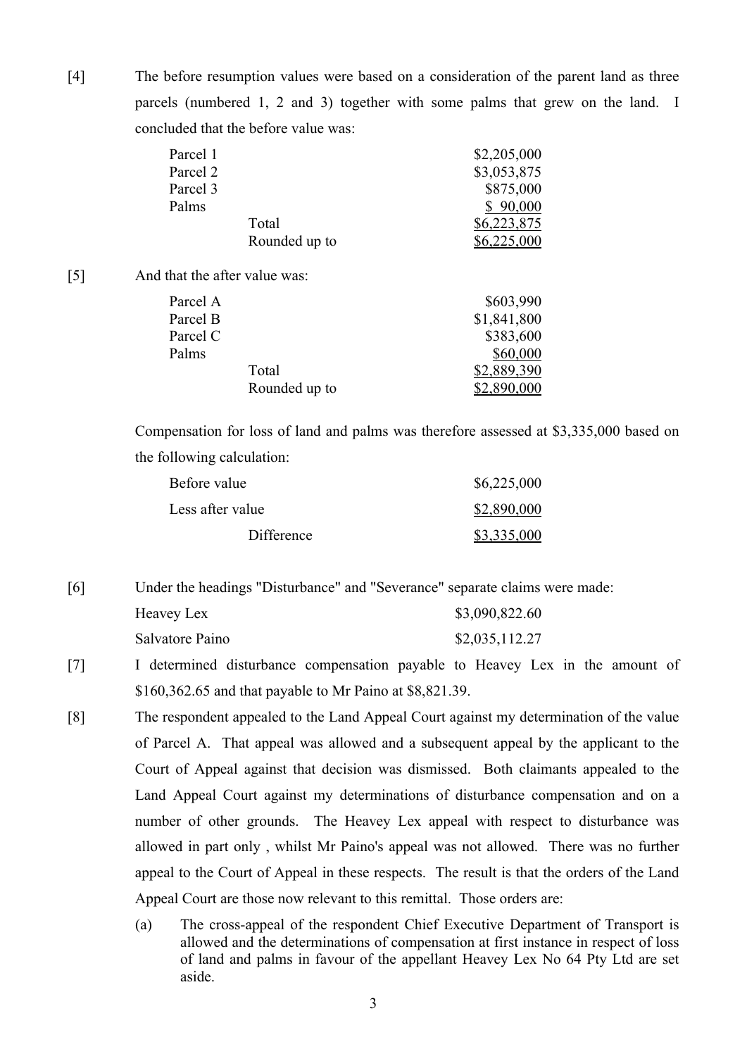[4] The before resumption values were based on a consideration of the parent land as three parcels (numbered 1, 2 and 3) together with some palms that grew on the land. I concluded that the before value was:

| | | |
|---|---|---|
| Parcel 1 | | $2,205,000 |
| Parcel 2 | | $3,053,875 |
| Parcel 3 | | $875,000 |
| Palms | | $ 90,000 |
| | Total | $6,223,875 |
| | Rounded up to | $6,225,000 |

[5] And that the after value was:

| | | |
|---|---|---|
| Parcel A | | $603,990 |
| Parcel B | | $1,841,800 |
| Parcel C | | $383,600 |
| Palms | | $60,000 |
| | Total | $2,889,390 |
| | Rounded up to | $2,890,000 |

Compensation for loss of land and palms was therefore assessed at $3,335,000 based on the following calculation:

| | | |
|---|---|---|
| Before value | | $6,225,000 |
| Less after value | | $2,890,000 |
| | Difference | $3,335,000 |

[6] Under the headings "Disturbance" and "Severance" separate claims were made:

| | |
|---|---|
| Heavey Lex | $3,090,822.60 |
| Salvatore Paino | $2,035,112.27 |

[7] I determined disturbance compensation payable to Heavey Lex in the amount of $160,362.65 and that payable to Mr Paino at $8,821.39.

[8] The respondent appealed to the Land Appeal Court against my determination of the value of Parcel A. That appeal was allowed and a subsequent appeal by the applicant to the Court of Appeal against that decision was dismissed. Both claimants appealed to the Land Appeal Court against my determinations of disturbance compensation and on a number of other grounds. The Heavey Lex appeal with respect to disturbance was allowed in part only , whilst Mr Paino's appeal was not allowed. There was no further appeal to the Court of Appeal in these respects. The result is that the orders of the Land Appeal Court are those now relevant to this remittal. Those orders are:

(a) The cross-appeal of the respondent Chief Executive Department of Transport is allowed and the determinations of compensation at first instance in respect of loss of land and palms in favour of the appellant Heavey Lex No 64 Pty Ltd are set aside.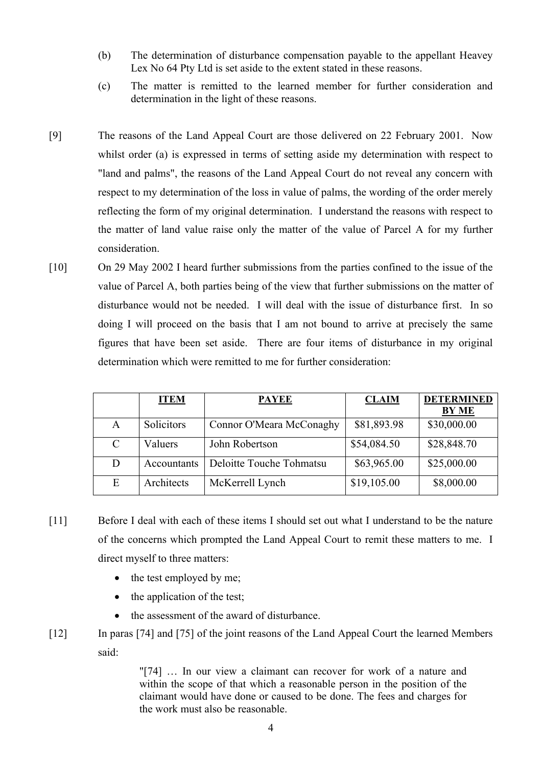(b) The determination of disturbance compensation payable to the appellant Heavey Lex No 64 Pty Ltd is set aside to the extent stated in these reasons.

(c) The matter is remitted to the learned member for further consideration and determination in the light of these reasons.

[9] The reasons of the Land Appeal Court are those delivered on 22 February 2001. Now whilst order (a) is expressed in terms of setting aside my determination with respect to "land and palms", the reasons of the Land Appeal Court do not reveal any concern with respect to my determination of the loss in value of palms, the wording of the order merely reflecting the form of my original determination. I understand the reasons with respect to the matter of land value raise only the matter of the value of Parcel A for my further consideration.

[10] On 29 May 2002 I heard further submissions from the parties confined to the issue of the value of Parcel A, both parties being of the view that further submissions on the matter of disturbance would not be needed. I will deal with the issue of disturbance first. In so doing I will proceed on the basis that I am not bound to arrive at precisely the same figures that have been set aside. There are four items of disturbance in my original determination which were remitted to me for further consideration:

| | **ITEM** | **PAYEE** | **CLAIM** | **DETERMINED BY ME** |
|---|---|---|---|---|
| A | Solicitors | Connor O'Meara McConaghy | $81,893.98 | $30,000.00 |
| C | Valuers | John Robertson | $54,084.50 | $28,848.70 |
| D | Accountants | Deloitte Touche Tohmatsu | $63,965.00 | $25,000.00 |
| E | Architects | McKerrell Lynch | $19,105.00 | $8,000.00 |

[11] Before I deal with each of these items I should set out what I understand to be the nature of the concerns which prompted the Land Appeal Court to remit these matters to me. I direct myself to three matters:

- the test employed by me;
- the application of the test;
- the assessment of the award of disturbance.

[12] In paras [74] and [75] of the joint reasons of the Land Appeal Court the learned Members said:

> "[74] … In our view a claimant can recover for work of a nature and within the scope of that which a reasonable person in the position of the claimant would have done or caused to be done. The fees and charges for the work must also be reasonable.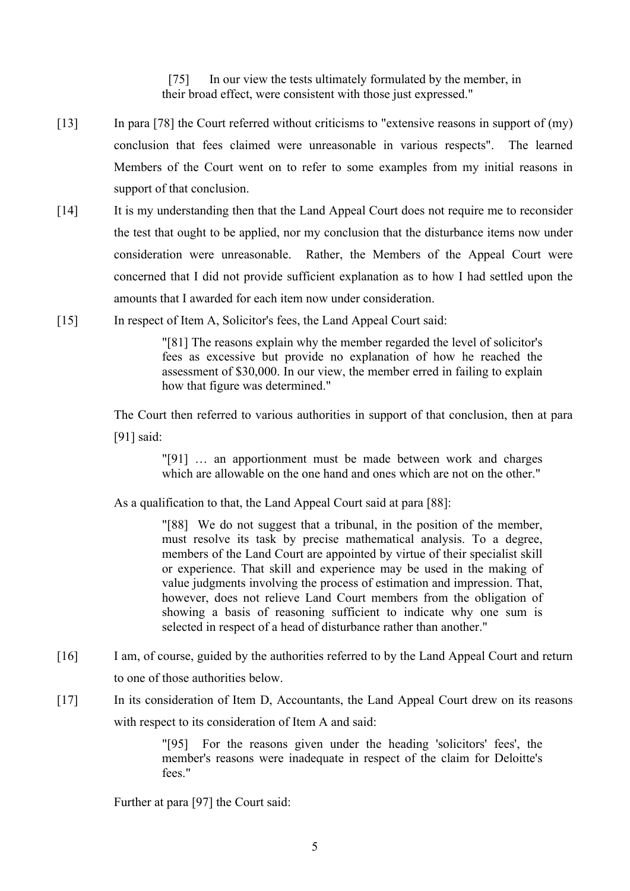> [75] In our view the tests ultimately formulated by the member, in their broad effect, were consistent with those just expressed."

[13] In para [78] the Court referred without criticisms to "extensive reasons in support of (my) conclusion that fees claimed were unreasonable in various respects". The learned Members of the Court went on to refer to some examples from my initial reasons in support of that conclusion.

[14] It is my understanding then that the Land Appeal Court does not require me to reconsider the test that ought to be applied, nor my conclusion that the disturbance items now under consideration were unreasonable. Rather, the Members of the Appeal Court were concerned that I did not provide sufficient explanation as to how I had settled upon the amounts that I awarded for each item now under consideration.

[15] In respect of Item A, Solicitor's fees, the Land Appeal Court said:

> "[81] The reasons explain why the member regarded the level of solicitor's fees as excessive but provide no explanation of how he reached the assessment of $30,000. In our view, the member erred in failing to explain how that figure was determined."

The Court then referred to various authorities in support of that conclusion, then at para [91] said:

> "[91] … an apportionment must be made between work and charges which are allowable on the one hand and ones which are not on the other."

As a qualification to that, the Land Appeal Court said at para [88]:

> "[88] We do not suggest that a tribunal, in the position of the member, must resolve its task by precise mathematical analysis. To a degree, members of the Land Court are appointed by virtue of their specialist skill or experience. That skill and experience may be used in the making of value judgments involving the process of estimation and impression. That, however, does not relieve Land Court members from the obligation of showing a basis of reasoning sufficient to indicate why one sum is selected in respect of a head of disturbance rather than another."

[16] I am, of course, guided by the authorities referred to by the Land Appeal Court and return to one of those authorities below.

[17] In its consideration of Item D, Accountants, the Land Appeal Court drew on its reasons with respect to its consideration of Item A and said:

> "[95] For the reasons given under the heading 'solicitors' fees', the member's reasons were inadequate in respect of the claim for Deloitte's fees."

Further at para [97] the Court said: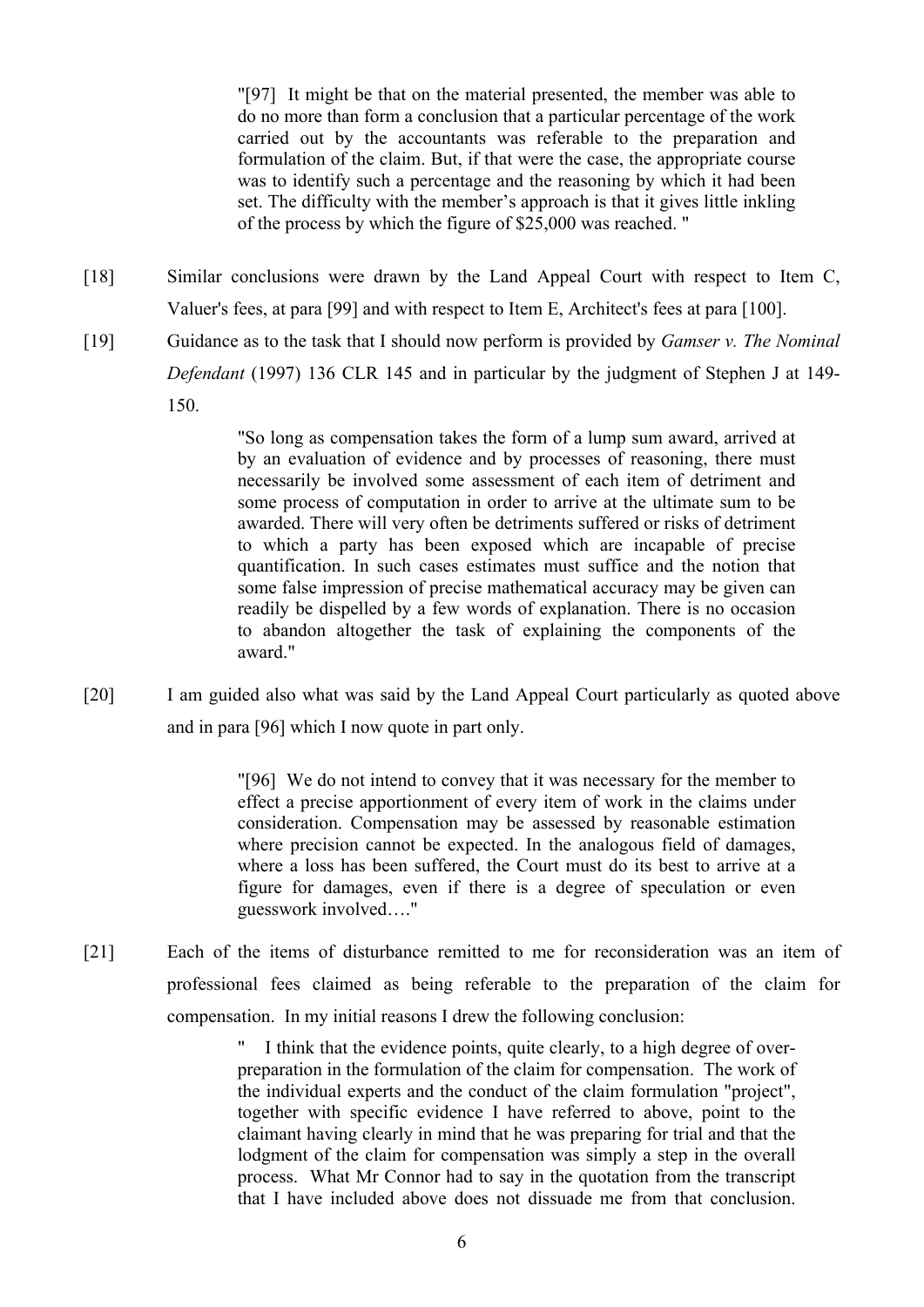> "[97] It might be that on the material presented, the member was able to do no more than form a conclusion that a particular percentage of the work carried out by the accountants was referable to the preparation and formulation of the claim. But, if that were the case, the appropriate course was to identify such a percentage and the reasoning by which it had been set. The difficulty with the member's approach is that it gives little inkling of the process by which the figure of $25,000 was reached. "

[18] Similar conclusions were drawn by the Land Appeal Court with respect to Item C, Valuer's fees, at para [99] and with respect to Item E, Architect's fees at para [100].

[19] Guidance as to the task that I should now perform is provided by *Gamser v. The Nominal Defendant* (1997) 136 CLR 145 and in particular by the judgment of Stephen J at 149-150.

> "So long as compensation takes the form of a lump sum award, arrived at by an evaluation of evidence and by processes of reasoning, there must necessarily be involved some assessment of each item of detriment and some process of computation in order to arrive at the ultimate sum to be awarded. There will very often be detriments suffered or risks of detriment to which a party has been exposed which are incapable of precise quantification. In such cases estimates must suffice and the notion that some false impression of precise mathematical accuracy may be given can readily be dispelled by a few words of explanation. There is no occasion to abandon altogether the task of explaining the components of the award."

[20] I am guided also what was said by the Land Appeal Court particularly as quoted above and in para [96] which I now quote in part only.

> "[96] We do not intend to convey that it was necessary for the member to effect a precise apportionment of every item of work in the claims under consideration. Compensation may be assessed by reasonable estimation where precision cannot be expected. In the analogous field of damages, where a loss has been suffered, the Court must do its best to arrive at a figure for damages, even if there is a degree of speculation or even guesswork involved…."

[21] Each of the items of disturbance remitted to me for reconsideration was an item of professional fees claimed as being referable to the preparation of the claim for compensation. In my initial reasons I drew the following conclusion:

> " I think that the evidence points, quite clearly, to a high degree of over-preparation in the formulation of the claim for compensation. The work of the individual experts and the conduct of the claim formulation "project", together with specific evidence I have referred to above, point to the claimant having clearly in mind that he was preparing for trial and that the lodgment of the claim for compensation was simply a step in the overall process. What Mr Connor had to say in the quotation from the transcript that I have included above does not dissuade me from that conclusion.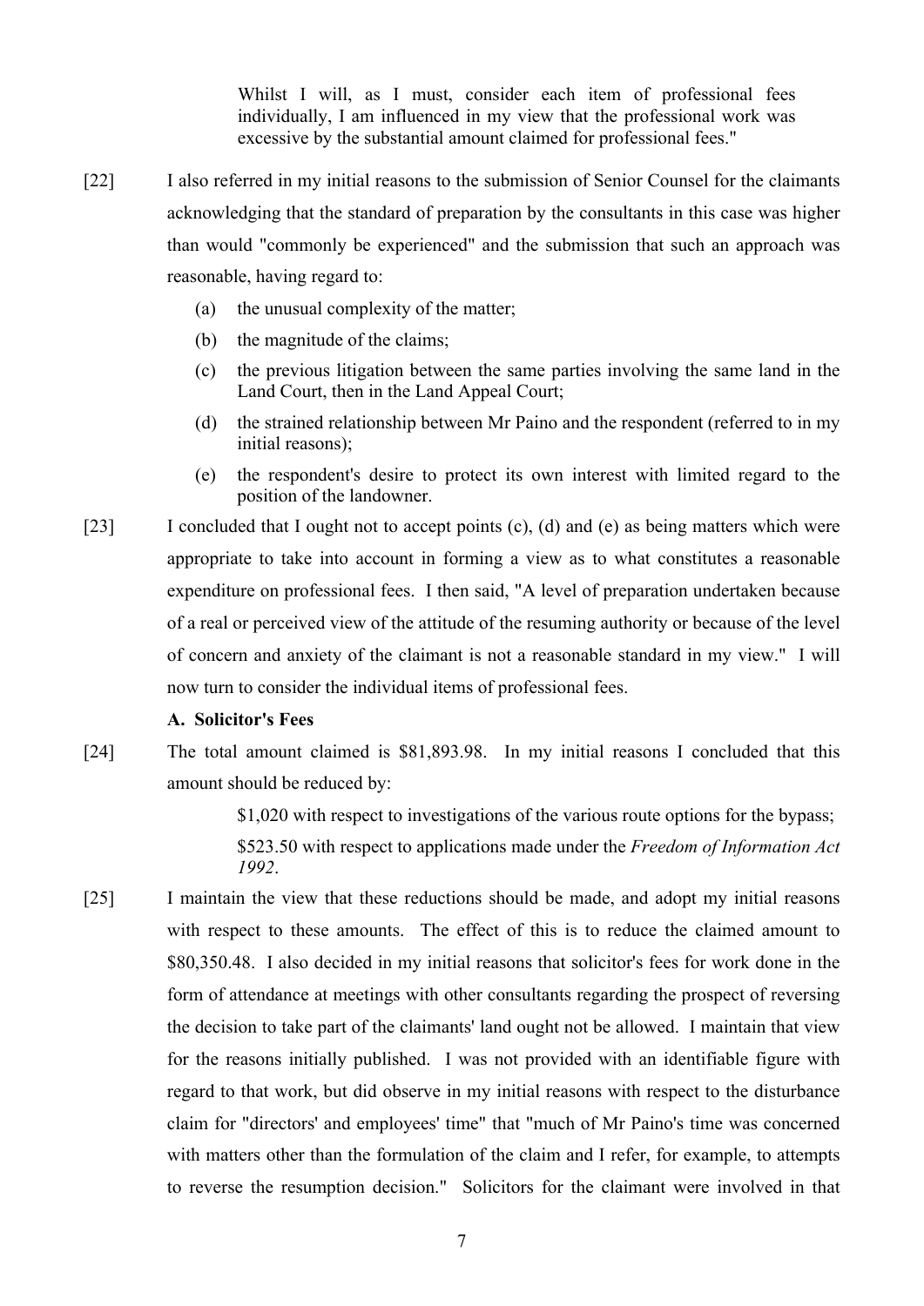> Whilst I will, as I must, consider each item of professional fees individually, I am influenced in my view that the professional work was excessive by the substantial amount claimed for professional fees."

[22] I also referred in my initial reasons to the submission of Senior Counsel for the claimants acknowledging that the standard of preparation by the consultants in this case was higher than would "commonly be experienced" and the submission that such an approach was reasonable, having regard to:

(a) the unusual complexity of the matter;

(b) the magnitude of the claims;

(c) the previous litigation between the same parties involving the same land in the Land Court, then in the Land Appeal Court;

(d) the strained relationship between Mr Paino and the respondent (referred to in my initial reasons);

(e) the respondent's desire to protect its own interest with limited regard to the position of the landowner.

[23] I concluded that I ought not to accept points (c), (d) and (e) as being matters which were appropriate to take into account in forming a view as to what constitutes a reasonable expenditure on professional fees. I then said, "A level of preparation undertaken because of a real or perceived view of the attitude of the resuming authority or because of the level of concern and anxiety of the claimant is not a reasonable standard in my view." I will now turn to consider the individual items of professional fees.

**A. Solicitor's Fees**

[24] The total amount claimed is $81,893.98. In my initial reasons I concluded that this amount should be reduced by:

> $1,020 with respect to investigations of the various route options for the bypass;
>
> $523.50 with respect to applications made under the *Freedom of Information Act 1992*.

[25] I maintain the view that these reductions should be made, and adopt my initial reasons with respect to these amounts. The effect of this is to reduce the claimed amount to $80,350.48. I also decided in my initial reasons that solicitor's fees for work done in the form of attendance at meetings with other consultants regarding the prospect of reversing the decision to take part of the claimants' land ought not be allowed. I maintain that view for the reasons initially published. I was not provided with an identifiable figure with regard to that work, but did observe in my initial reasons with respect to the disturbance claim for "directors' and employees' time" that "much of Mr Paino's time was concerned with matters other than the formulation of the claim and I refer, for example, to attempts to reverse the resumption decision." Solicitors for the claimant were involved in that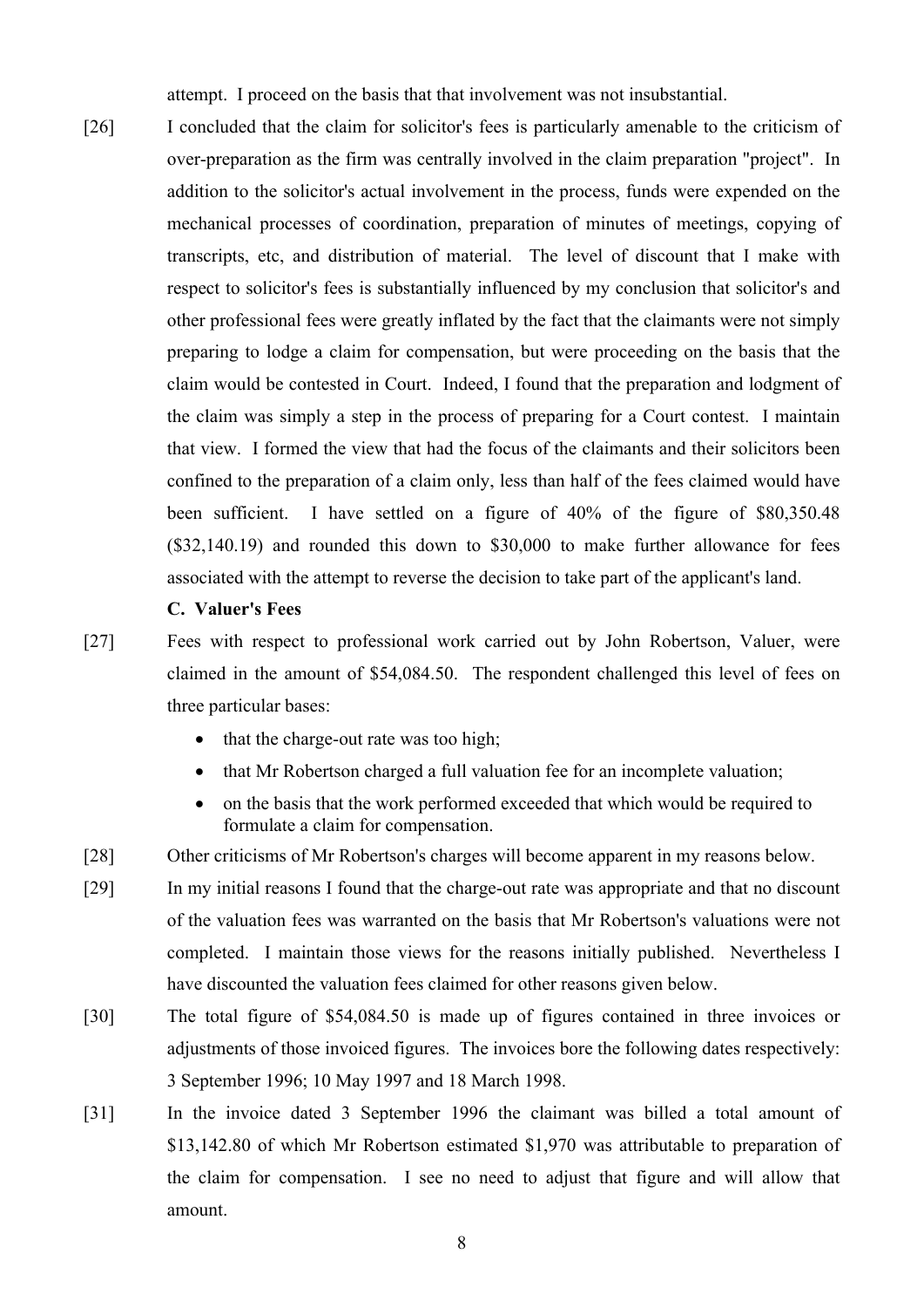attempt. I proceed on the basis that that involvement was not insubstantial.

[26] I concluded that the claim for solicitor's fees is particularly amenable to the criticism of over-preparation as the firm was centrally involved in the claim preparation "project". In addition to the solicitor's actual involvement in the process, funds were expended on the mechanical processes of coordination, preparation of minutes of meetings, copying of transcripts, etc, and distribution of material. The level of discount that I make with respect to solicitor's fees is substantially influenced by my conclusion that solicitor's and other professional fees were greatly inflated by the fact that the claimants were not simply preparing to lodge a claim for compensation, but were proceeding on the basis that the claim would be contested in Court. Indeed, I found that the preparation and lodgment of the claim was simply a step in the process of preparing for a Court contest. I maintain that view. I formed the view that had the focus of the claimants and their solicitors been confined to the preparation of a claim only, less than half of the fees claimed would have been sufficient. I have settled on a figure of 40% of the figure of $80,350.48 ($32,140.19) and rounded this down to $30,000 to make further allowance for fees associated with the attempt to reverse the decision to take part of the applicant's land.

**C. Valuer's Fees**

[27] Fees with respect to professional work carried out by John Robertson, Valuer, were claimed in the amount of $54,084.50. The respondent challenged this level of fees on three particular bases:

- that the charge-out rate was too high;
- that Mr Robertson charged a full valuation fee for an incomplete valuation;
- on the basis that the work performed exceeded that which would be required to formulate a claim for compensation.

[28] Other criticisms of Mr Robertson's charges will become apparent in my reasons below.

[29] In my initial reasons I found that the charge-out rate was appropriate and that no discount of the valuation fees was warranted on the basis that Mr Robertson's valuations were not completed. I maintain those views for the reasons initially published. Nevertheless I have discounted the valuation fees claimed for other reasons given below.

[30] The total figure of $54,084.50 is made up of figures contained in three invoices or adjustments of those invoiced figures. The invoices bore the following dates respectively: 3 September 1996; 10 May 1997 and 18 March 1998.

[31] In the invoice dated 3 September 1996 the claimant was billed a total amount of $13,142.80 of which Mr Robertson estimated $1,970 was attributable to preparation of the claim for compensation. I see no need to adjust that figure and will allow that amount.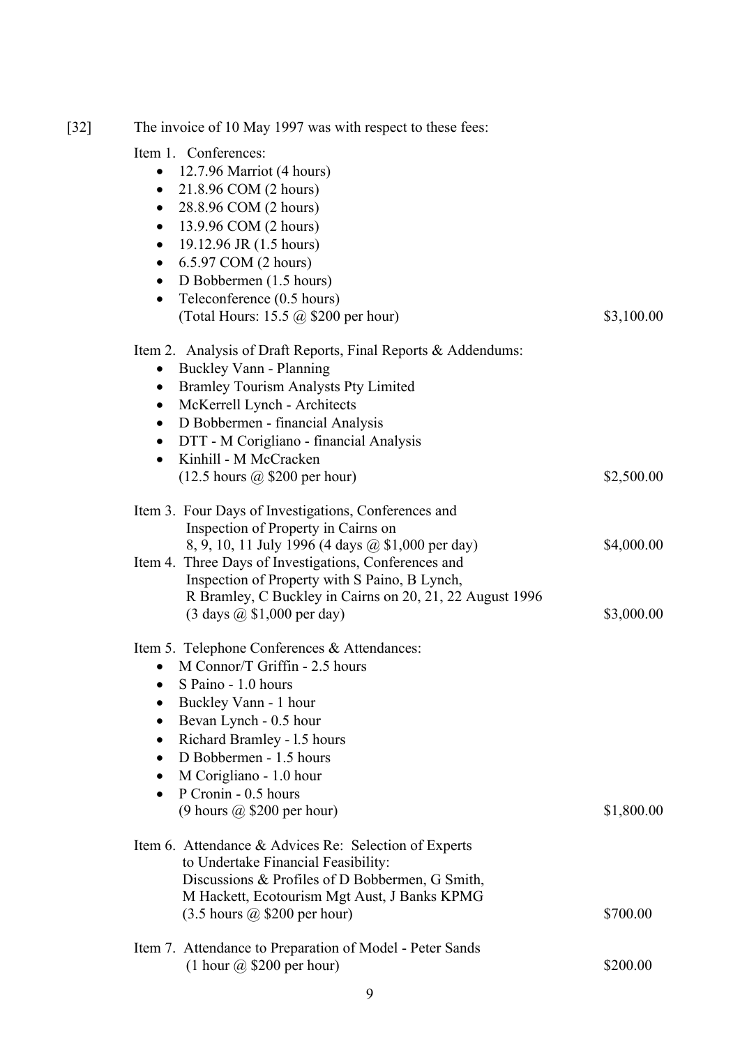[32] The invoice of 10 May 1997 was with respect to these fees:

Item 1. Conferences:

- 12.7.96 Marriot (4 hours)
- 21.8.96 COM (2 hours)
- 28.8.96 COM (2 hours)
- 13.9.96 COM (2 hours)
- 19.12.96 JR (1.5 hours)
- 6.5.97 COM (2 hours)
- D Bobbermen (1.5 hours)
- Teleconference (0.5 hours)
  (Total Hours: 15.5 @ $200 per hour) $3,100.00

Item 2. Analysis of Draft Reports, Final Reports & Addendums:

- Buckley Vann - Planning
- Bramley Tourism Analysts Pty Limited
- McKerrell Lynch - Architects
- D Bobbermen - financial Analysis
- DTT - M Corigliano - financial Analysis
- Kinhill - M McCracken
  (12.5 hours @ $200 per hour) $2,500.00

Item 3. Four Days of Investigations, Conferences and Inspection of Property in Cairns on 8, 9, 10, 11 July 1996 (4 days @ $1,000 per day) $4,000.00

Item 4. Three Days of Investigations, Conferences and Inspection of Property with S Paino, B Lynch, R Bramley, C Buckley in Cairns on 20, 21, 22 August 1996 (3 days @ $1,000 per day) $3,000.00

Item 5. Telephone Conferences & Attendances:

- M Connor/T Griffin - 2.5 hours
- S Paino - 1.0 hours
- Buckley Vann - 1 hour
- Bevan Lynch - 0.5 hour
- Richard Bramley - 1.5 hours
- D Bobbermen - 1.5 hours
- M Corigliano - 1.0 hour
- P Cronin - 0.5 hours
  (9 hours @ $200 per hour) $1,800.00

Item 6. Attendance & Advices Re: Selection of Experts to Undertake Financial Feasibility: Discussions & Profiles of D Bobbermen, G Smith, M Hackett, Ecotourism Mgt Aust, J Banks KPMG (3.5 hours @ $200 per hour) $700.00

Item 7. Attendance to Preparation of Model - Peter Sands (1 hour @ $200 per hour) $200.00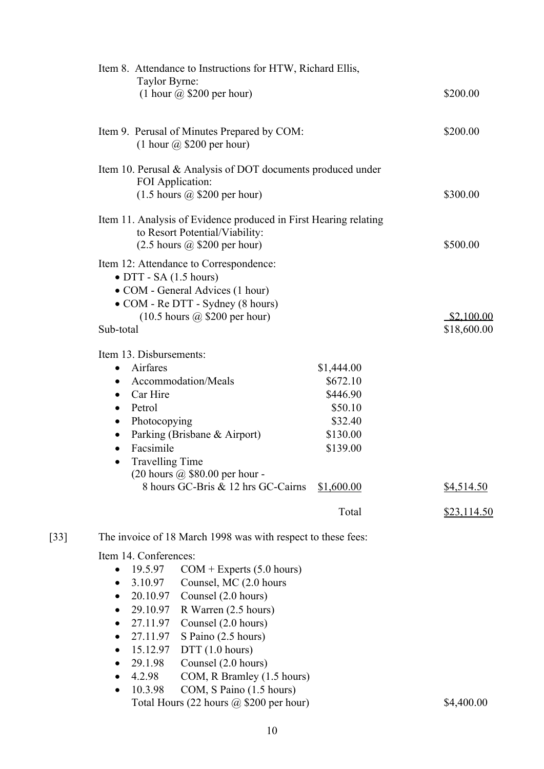Item 8. Attendance to Instructions for HTW, Richard Ellis, Taylor Byrne:
(1 hour @ $200 per hour) — $200.00

Item 9. Perusal of Minutes Prepared by COM:
(1 hour @ $200 per hour) — $200.00

Item 10. Perusal & Analysis of DOT documents produced under FOI Application:
(1.5 hours @ $200 per hour) — $300.00

Item 11. Analysis of Evidence produced in First Hearing relating to Resort Potential/Viability:
(2.5 hours @ $200 per hour) — $500.00

Item 12: Attendance to Correspondence:

- DTT - SA (1.5 hours)
- COM - General Advices (1 hour)
- COM - Re DTT - Sydney (8 hours)

(10.5 hours @ $200 per hour) — $2,100.00

Sub-total — $18,600.00

Item 13. Disbursements:

| | | |
|---|---|---|
| • Airfares | $1,444.00 | |
| • Accommodation/Meals | $672.10 | |
| • Car Hire | $446.90 | |
| • Petrol | $50.10 | |
| • Photocopying | $32.40 | |
| • Parking (Brisbane & Airport) | $130.00 | |
| • Facsimile | $139.00 | |
| • Travelling Time (20 hours @ $80.00 per hour - 8 hours GC-Bris & 12 hrs GC-Cairns | $1,600.00 | $4,514.50 |
| | Total | $23,114.50 |

[33] The invoice of 18 March 1998 was with respect to these fees:

Item 14. Conferences:

- 19.5.97 COM + Experts (5.0 hours)
- 3.10.97 Counsel, MC (2.0 hours
- 20.10.97 Counsel (2.0 hours)
- 29.10.97 R Warren (2.5 hours)
- 27.11.97 Counsel (2.0 hours)
- 27.11.97 S Paino (2.5 hours)
- 15.12.97 DTT (1.0 hours)
- 29.1.98 Counsel (2.0 hours)
- 4.2.98 COM, R Bramley (1.5 hours)
- 10.3.98 COM, S Paino (1.5 hours)

Total Hours (22 hours @ $200 per hour) — $4,400.00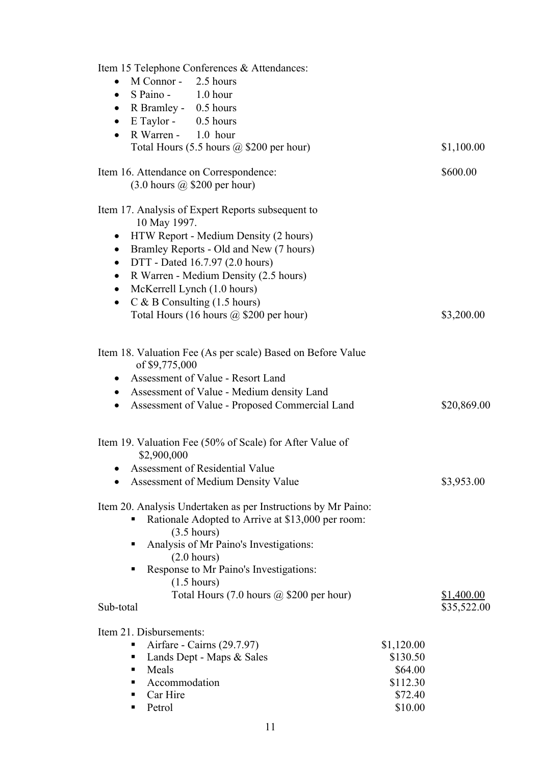Item 15 Telephone Conferences & Attendances:

- M Connor - 2.5 hours
- S Paino - 1.0 hour
- R Bramley - 0.5 hours
- E Taylor - 0.5 hours
- R Warren - 1.0 hour

Total Hours (5.5 hours @ $200 per hour) $1,100.00

Item 16. Attendance on Correspondence: $600.00
(3.0 hours @ $200 per hour)

Item 17. Analysis of Expert Reports subsequent to 10 May 1997.

- HTW Report - Medium Density (2 hours)
- Bramley Reports - Old and New (7 hours)
- DTT - Dated 16.7.97 (2.0 hours)
- R Warren - Medium Density (2.5 hours)
- McKerrell Lynch (1.0 hours)
- C & B Consulting (1.5 hours)

Total Hours (16 hours @ $200 per hour) $3,200.00

Item 18. Valuation Fee (As per scale) Based on Before Value of $9,775,000

- Assessment of Value - Resort Land
- Assessment of Value - Medium density Land
- Assessment of Value - Proposed Commercial Land $20,869.00

Item 19. Valuation Fee (50% of Scale) for After Value of $2,900,000

- Assessment of Residential Value
- Assessment of Medium Density Value $3,953.00

Item 20. Analysis Undertaken as per Instructions by Mr Paino:

- Rationale Adopted to Arrive at $13,000 per room: (3.5 hours)
- Analysis of Mr Paino's Investigations: (2.0 hours)
- Response to Mr Paino's Investigations: (1.5 hours)

Total Hours (7.0 hours @ $200 per hour) $1,400.00

Sub-total $35,522.00

Item 21. Disbursements:

| | |
|---|---|
| Airfare - Cairns (29.7.97) | $1,120.00 |
| Lands Dept - Maps & Sales | $130.50 |
| Meals | $64.00 |
| Accommodation | $112.30 |
| Car Hire | $72.40 |
| Petrol | $10.00 |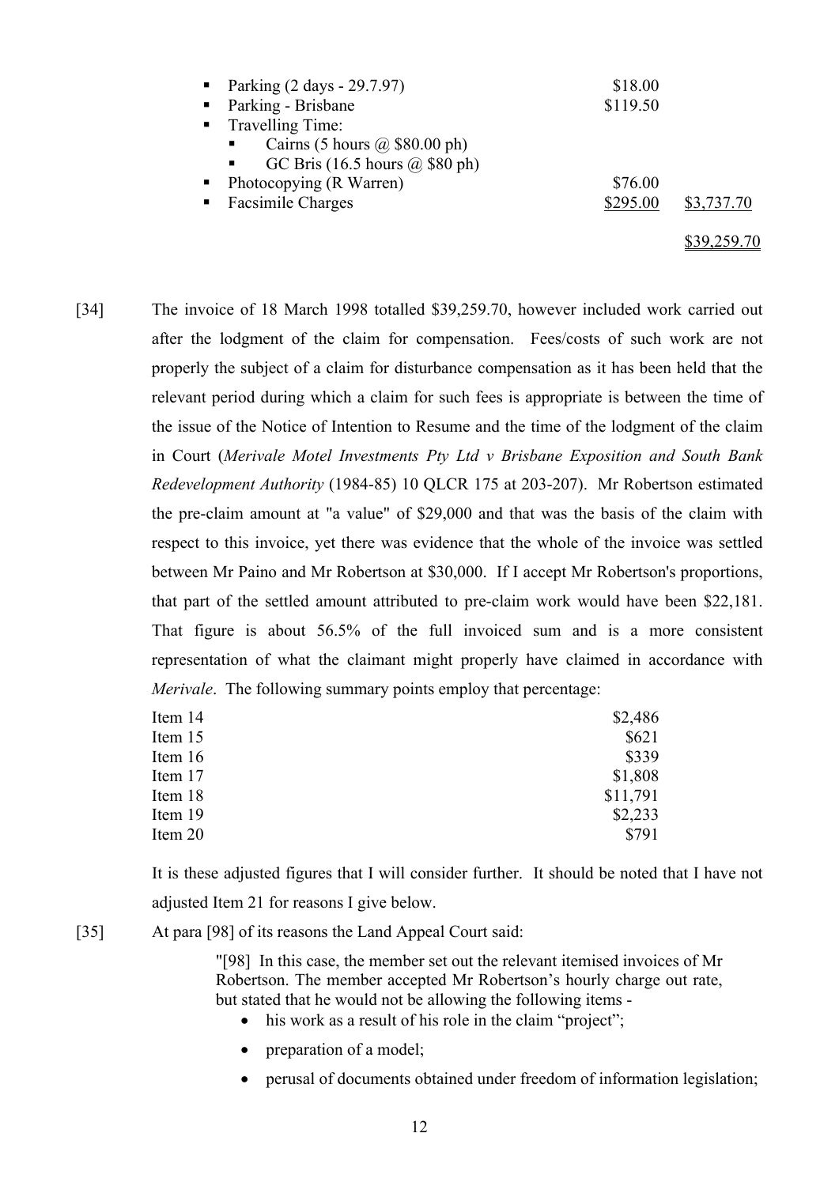- Parking (2 days - 29.7.97) $18.00
- Parking - Brisbane $119.50
- Travelling Time:
  - Cairns (5 hours @ $80.00 ph)
  - GC Bris (16.5 hours @ $80 ph)
- Photocopying (R Warren) $76.00
- Facsimile Charges $295.00 $3,737.70

$39,259.70

[34] The invoice of 18 March 1998 totalled $39,259.70, however included work carried out after the lodgment of the claim for compensation. Fees/costs of such work are not properly the subject of a claim for disturbance compensation as it has been held that the relevant period during which a claim for such fees is appropriate is between the time of the issue of the Notice of Intention to Resume and the time of the lodgment of the claim in Court (*Merivale Motel Investments Pty Ltd v Brisbane Exposition and South Bank Redevelopment Authority* (1984-85) 10 QLCR 175 at 203-207). Mr Robertson estimated the pre-claim amount at "a value" of $29,000 and that was the basis of the claim with respect to this invoice, yet there was evidence that the whole of the invoice was settled between Mr Paino and Mr Robertson at $30,000. If I accept Mr Robertson's proportions, that part of the settled amount attributed to pre-claim work would have been $22,181. That figure is about 56.5% of the full invoiced sum and is a more consistent representation of what the claimant might properly have claimed in accordance with *Merivale*. The following summary points employ that percentage:

| | |
|---|---|
| Item 14 | $2,486 |
| Item 15 | $621 |
| Item 16 | $339 |
| Item 17 | $1,808 |
| Item 18 | $11,791 |
| Item 19 | $2,233 |
| Item 20 | $791 |

It is these adjusted figures that I will consider further. It should be noted that I have not adjusted Item 21 for reasons I give below.

[35] At para [98] of its reasons the Land Appeal Court said:

> "[98] In this case, the member set out the relevant itemised invoices of Mr Robertson. The member accepted Mr Robertson's hourly charge out rate, but stated that he would not be allowing the following items -
>
> - his work as a result of his role in the claim "project";
> - preparation of a model;
> - perusal of documents obtained under freedom of information legislation;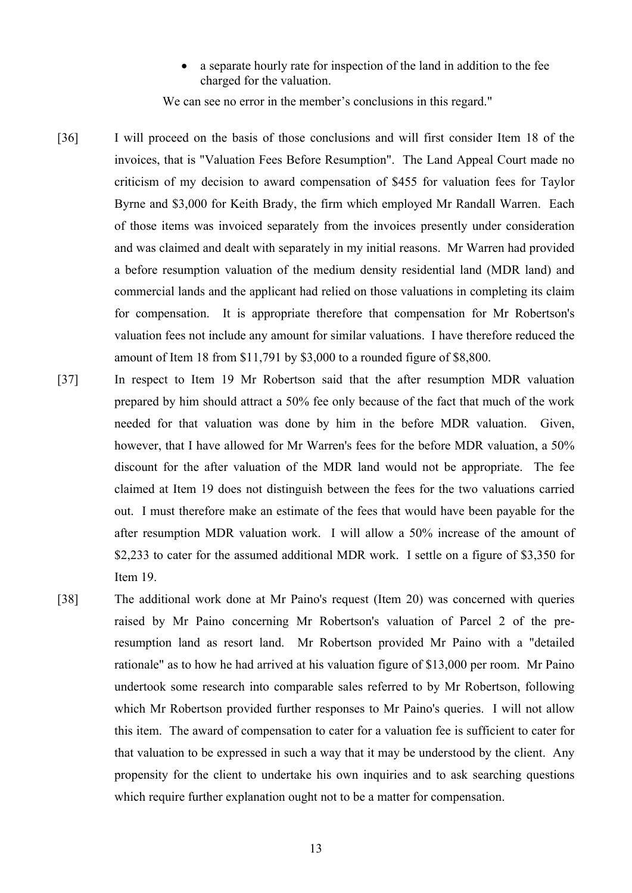- a separate hourly rate for inspection of the land in addition to the fee charged for the valuation.

We can see no error in the member's conclusions in this regard."

[36] I will proceed on the basis of those conclusions and will first consider Item 18 of the invoices, that is "Valuation Fees Before Resumption". The Land Appeal Court made no criticism of my decision to award compensation of $455 for valuation fees for Taylor Byrne and $3,000 for Keith Brady, the firm which employed Mr Randall Warren. Each of those items was invoiced separately from the invoices presently under consideration and was claimed and dealt with separately in my initial reasons. Mr Warren had provided a before resumption valuation of the medium density residential land (MDR land) and commercial lands and the applicant had relied on those valuations in completing its claim for compensation. It is appropriate therefore that compensation for Mr Robertson's valuation fees not include any amount for similar valuations. I have therefore reduced the amount of Item 18 from $11,791 by $3,000 to a rounded figure of $8,800.

[37] In respect to Item 19 Mr Robertson said that the after resumption MDR valuation prepared by him should attract a 50% fee only because of the fact that much of the work needed for that valuation was done by him in the before MDR valuation. Given, however, that I have allowed for Mr Warren's fees for the before MDR valuation, a 50% discount for the after valuation of the MDR land would not be appropriate. The fee claimed at Item 19 does not distinguish between the fees for the two valuations carried out. I must therefore make an estimate of the fees that would have been payable for the after resumption MDR valuation work. I will allow a 50% increase of the amount of $2,233 to cater for the assumed additional MDR work. I settle on a figure of $3,350 for Item 19.

[38] The additional work done at Mr Paino's request (Item 20) was concerned with queries raised by Mr Paino concerning Mr Robertson's valuation of Parcel 2 of the pre-resumption land as resort land. Mr Robertson provided Mr Paino with a "detailed rationale" as to how he had arrived at his valuation figure of $13,000 per room. Mr Paino undertook some research into comparable sales referred to by Mr Robertson, following which Mr Robertson provided further responses to Mr Paino's queries. I will not allow this item. The award of compensation to cater for a valuation fee is sufficient to cater for that valuation to be expressed in such a way that it may be understood by the client. Any propensity for the client to undertake his own inquiries and to ask searching questions which require further explanation ought not to be a matter for compensation.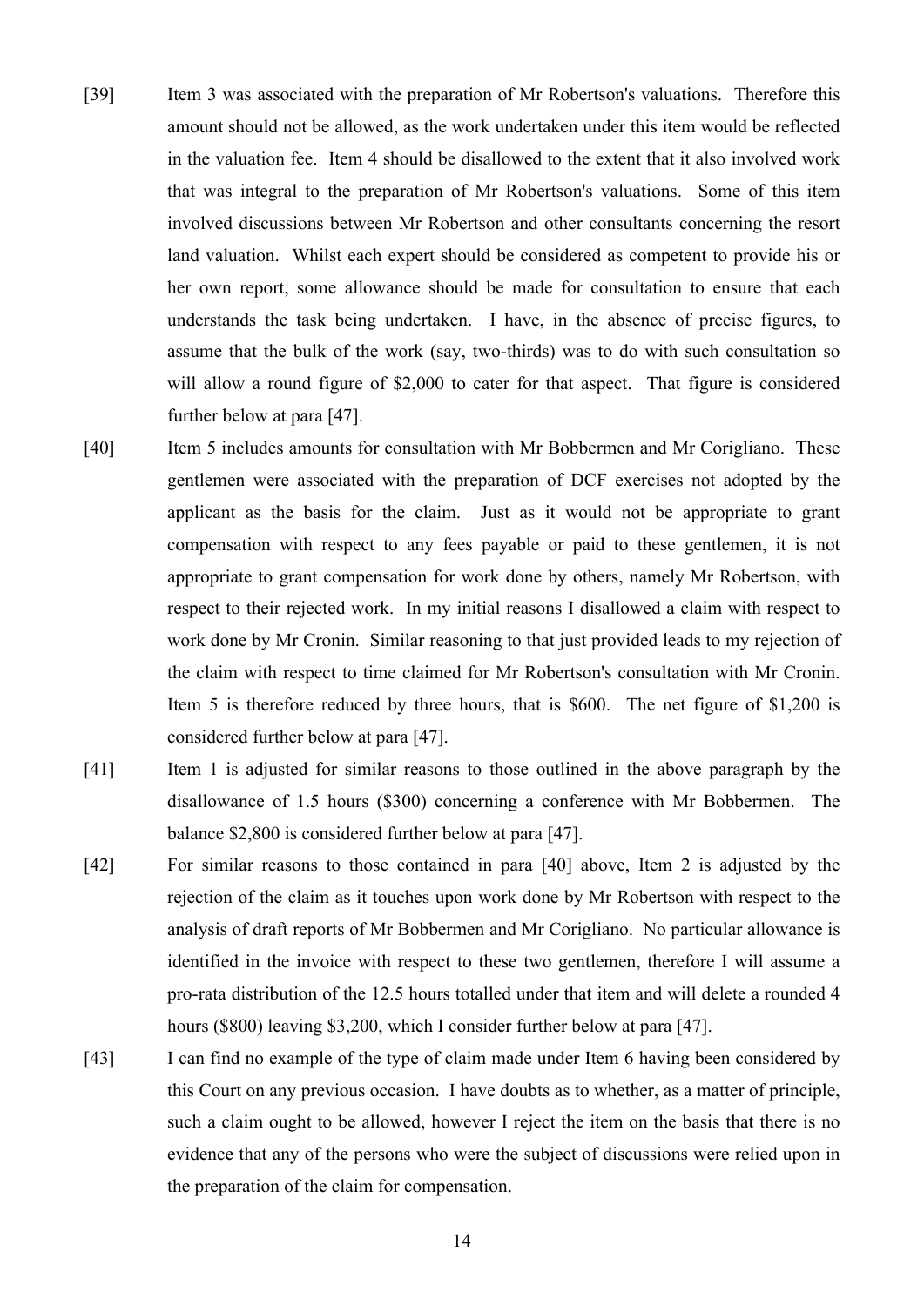[39] Item 3 was associated with the preparation of Mr Robertson's valuations. Therefore this amount should not be allowed, as the work undertaken under this item would be reflected in the valuation fee. Item 4 should be disallowed to the extent that it also involved work that was integral to the preparation of Mr Robertson's valuations. Some of this item involved discussions between Mr Robertson and other consultants concerning the resort land valuation. Whilst each expert should be considered as competent to provide his or her own report, some allowance should be made for consultation to ensure that each understands the task being undertaken. I have, in the absence of precise figures, to assume that the bulk of the work (say, two-thirds) was to do with such consultation so will allow a round figure of $2,000 to cater for that aspect. That figure is considered further below at para [47].

[40] Item 5 includes amounts for consultation with Mr Bobbermen and Mr Corigliano. These gentlemen were associated with the preparation of DCF exercises not adopted by the applicant as the basis for the claim. Just as it would not be appropriate to grant compensation with respect to any fees payable or paid to these gentlemen, it is not appropriate to grant compensation for work done by others, namely Mr Robertson, with respect to their rejected work. In my initial reasons I disallowed a claim with respect to work done by Mr Cronin. Similar reasoning to that just provided leads to my rejection of the claim with respect to time claimed for Mr Robertson's consultation with Mr Cronin. Item 5 is therefore reduced by three hours, that is $600. The net figure of $1,200 is considered further below at para [47].

[41] Item 1 is adjusted for similar reasons to those outlined in the above paragraph by the disallowance of 1.5 hours ($300) concerning a conference with Mr Bobbermen. The balance $2,800 is considered further below at para [47].

[42] For similar reasons to those contained in para [40] above, Item 2 is adjusted by the rejection of the claim as it touches upon work done by Mr Robertson with respect to the analysis of draft reports of Mr Bobbermen and Mr Corigliano. No particular allowance is identified in the invoice with respect to these two gentlemen, therefore I will assume a pro-rata distribution of the 12.5 hours totalled under that item and will delete a rounded 4 hours ($800) leaving $3,200, which I consider further below at para [47].

[43] I can find no example of the type of claim made under Item 6 having been considered by this Court on any previous occasion. I have doubts as to whether, as a matter of principle, such a claim ought to be allowed, however I reject the item on the basis that there is no evidence that any of the persons who were the subject of discussions were relied upon in the preparation of the claim for compensation.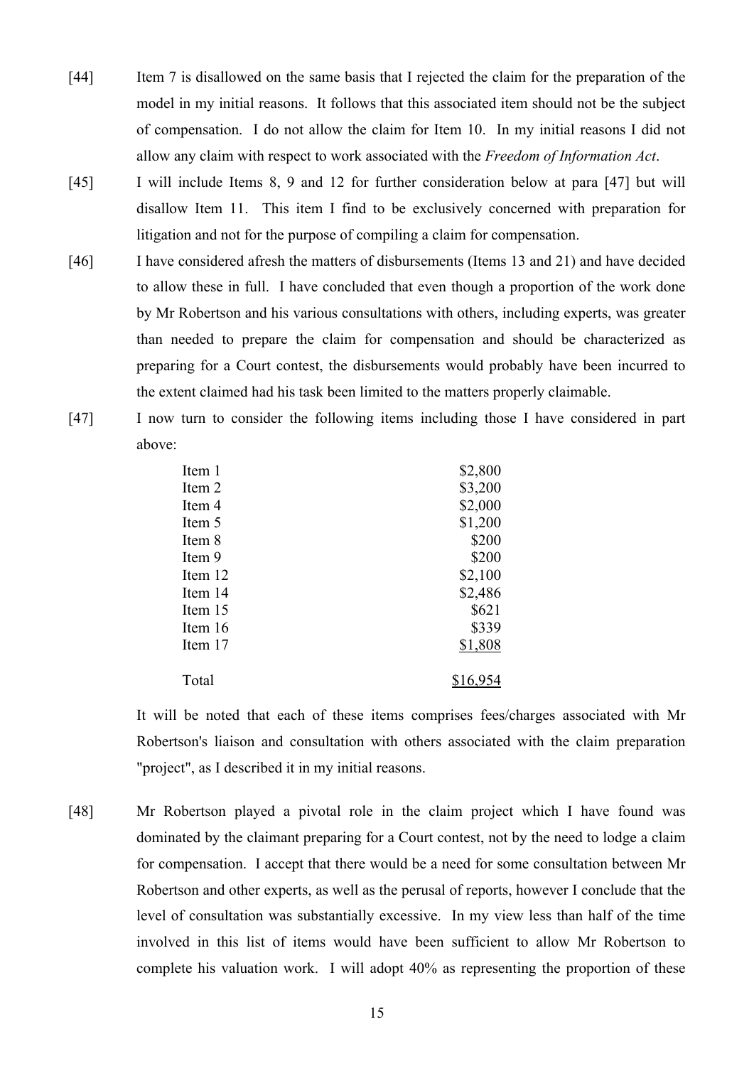[44] Item 7 is disallowed on the same basis that I rejected the claim for the preparation of the model in my initial reasons. It follows that this associated item should not be the subject of compensation. I do not allow the claim for Item 10. In my initial reasons I did not allow any claim with respect to work associated with the *Freedom of Information Act*.

[45] I will include Items 8, 9 and 12 for further consideration below at para [47] but will disallow Item 11. This item I find to be exclusively concerned with preparation for litigation and not for the purpose of compiling a claim for compensation.

[46] I have considered afresh the matters of disbursements (Items 13 and 21) and have decided to allow these in full. I have concluded that even though a proportion of the work done by Mr Robertson and his various consultations with others, including experts, was greater than needed to prepare the claim for compensation and should be characterized as preparing for a Court contest, the disbursements would probably have been incurred to the extent claimed had his task been limited to the matters properly claimable.

[47] I now turn to consider the following items including those I have considered in part above:

| | |
|---|---:|
| Item 1 | $2,800 |
| Item 2 | $3,200 |
| Item 4 | $2,000 |
| Item 5 | $1,200 |
| Item 8 | $200 |
| Item 9 | $200 |
| Item 12 | $2,100 |
| Item 14 | $2,486 |
| Item 15 | $621 |
| Item 16 | $339 |
| Item 17 | $1,808 |
| Total | $16,954 |

It will be noted that each of these items comprises fees/charges associated with Mr Robertson's liaison and consultation with others associated with the claim preparation "project", as I described it in my initial reasons.

[48] Mr Robertson played a pivotal role in the claim project which I have found was dominated by the claimant preparing for a Court contest, not by the need to lodge a claim for compensation. I accept that there would be a need for some consultation between Mr Robertson and other experts, as well as the perusal of reports, however I conclude that the level of consultation was substantially excessive. In my view less than half of the time involved in this list of items would have been sufficient to allow Mr Robertson to complete his valuation work. I will adopt 40% as representing the proportion of these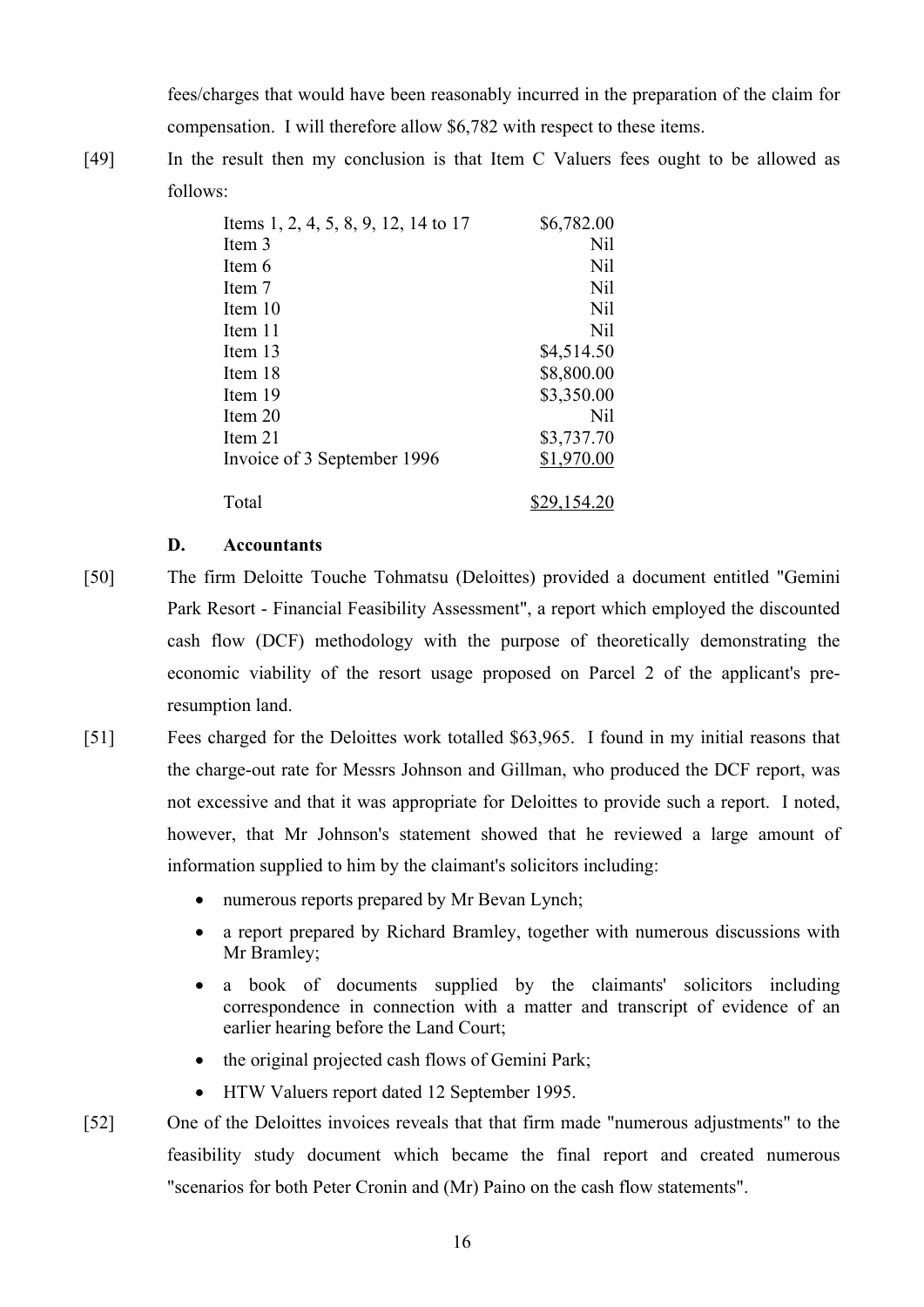fees/charges that would have been reasonably incurred in the preparation of the claim for compensation. I will therefore allow $6,782 with respect to these items.

[49] In the result then my conclusion is that Item C Valuers fees ought to be allowed as follows:

| | |
|---|---|
| Items 1, 2, 4, 5, 8, 9, 12, 14 to 17 | $6,782.00 |
| Item 3 | Nil |
| Item 6 | Nil |
| Item 7 | Nil |
| Item 10 | Nil |
| Item 11 | Nil |
| Item 13 | $4,514.50 |
| Item 18 | $8,800.00 |
| Item 19 | $3,350.00 |
| Item 20 | Nil |
| Item 21 | $3,737.70 |
| Invoice of 3 September 1996 | $1,970.00 |
| Total | $29,154.20 |

### D. Accountants

[50] The firm Deloitte Touche Tohmatsu (Deloittes) provided a document entitled "Gemini Park Resort - Financial Feasibility Assessment", a report which employed the discounted cash flow (DCF) methodology with the purpose of theoretically demonstrating the economic viability of the resort usage proposed on Parcel 2 of the applicant's pre-resumption land.

[51] Fees charged for the Deloittes work totalled $63,965. I found in my initial reasons that the charge-out rate for Messrs Johnson and Gillman, who produced the DCF report, was not excessive and that it was appropriate for Deloittes to provide such a report. I noted, however, that Mr Johnson's statement showed that he reviewed a large amount of information supplied to him by the claimant's solicitors including:

- numerous reports prepared by Mr Bevan Lynch;
- a report prepared by Richard Bramley, together with numerous discussions with Mr Bramley;
- a book of documents supplied by the claimants' solicitors including correspondence in connection with a matter and transcript of evidence of an earlier hearing before the Land Court;
- the original projected cash flows of Gemini Park;
- HTW Valuers report dated 12 September 1995.

[52] One of the Deloittes invoices reveals that that firm made "numerous adjustments" to the feasibility study document which became the final report and created numerous "scenarios for both Peter Cronin and (Mr) Paino on the cash flow statements".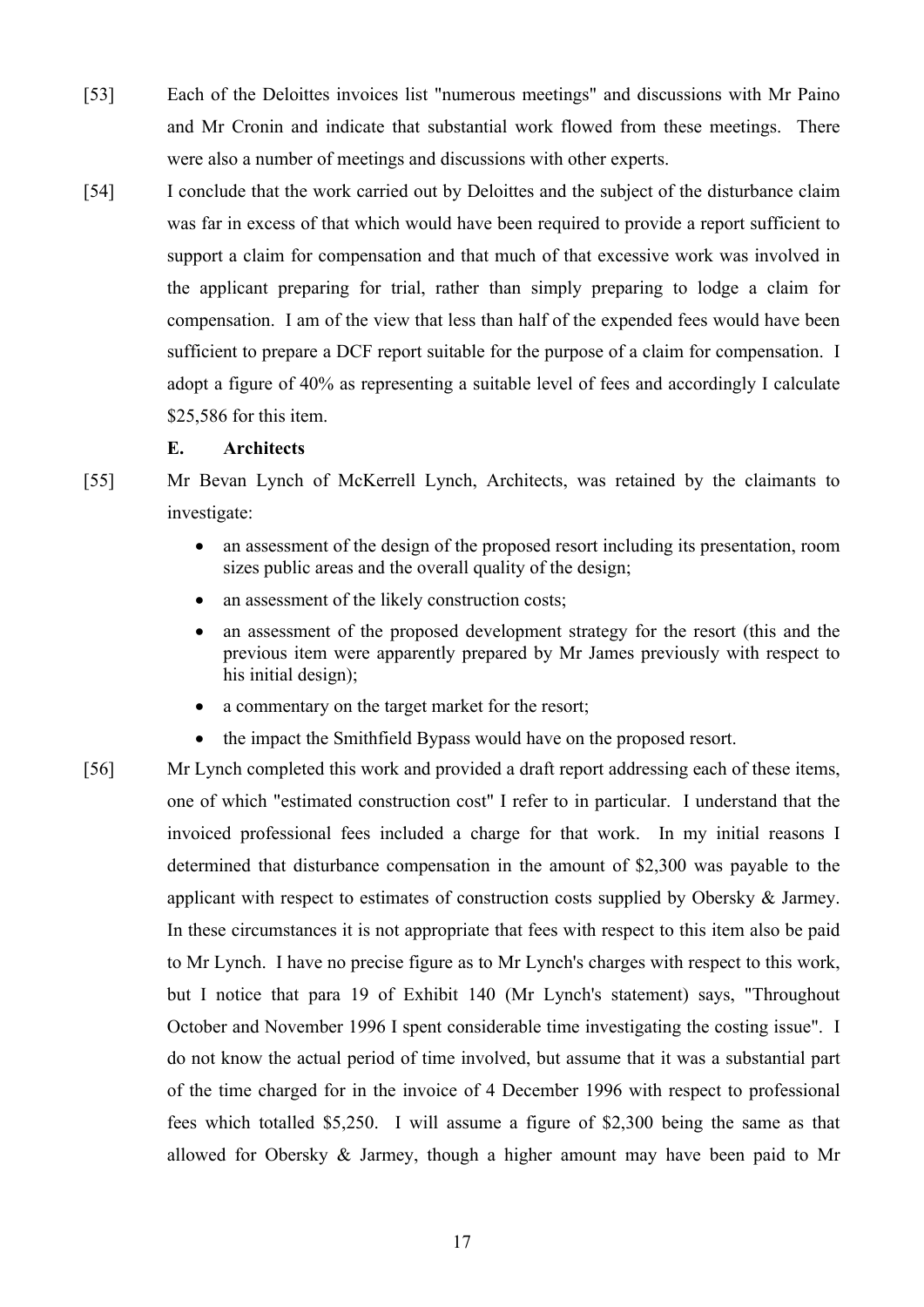[53] Each of the Deloittes invoices list "numerous meetings" and discussions with Mr Paino and Mr Cronin and indicate that substantial work flowed from these meetings. There were also a number of meetings and discussions with other experts.

[54] I conclude that the work carried out by Deloittes and the subject of the disturbance claim was far in excess of that which would have been required to provide a report sufficient to support a claim for compensation and that much of that excessive work was involved in the applicant preparing for trial, rather than simply preparing to lodge a claim for compensation. I am of the view that less than half of the expended fees would have been sufficient to prepare a DCF report suitable for the purpose of a claim for compensation. I adopt a figure of 40% as representing a suitable level of fees and accordingly I calculate $25,586 for this item.

**E. Architects**

[55] Mr Bevan Lynch of McKerrell Lynch, Architects, was retained by the claimants to investigate:

- an assessment of the design of the proposed resort including its presentation, room sizes public areas and the overall quality of the design;
- an assessment of the likely construction costs;
- an assessment of the proposed development strategy for the resort (this and the previous item were apparently prepared by Mr James previously with respect to his initial design);
- a commentary on the target market for the resort;
- the impact the Smithfield Bypass would have on the proposed resort.

[56] Mr Lynch completed this work and provided a draft report addressing each of these items, one of which "estimated construction cost" I refer to in particular. I understand that the invoiced professional fees included a charge for that work. In my initial reasons I determined that disturbance compensation in the amount of $2,300 was payable to the applicant with respect to estimates of construction costs supplied by Obersky & Jarmey. In these circumstances it is not appropriate that fees with respect to this item also be paid to Mr Lynch. I have no precise figure as to Mr Lynch's charges with respect to this work, but I notice that para 19 of Exhibit 140 (Mr Lynch's statement) says, "Throughout October and November 1996 I spent considerable time investigating the costing issue". I do not know the actual period of time involved, but assume that it was a substantial part of the time charged for in the invoice of 4 December 1996 with respect to professional fees which totalled $5,250. I will assume a figure of $2,300 being the same as that allowed for Obersky & Jarmey, though a higher amount may have been paid to Mr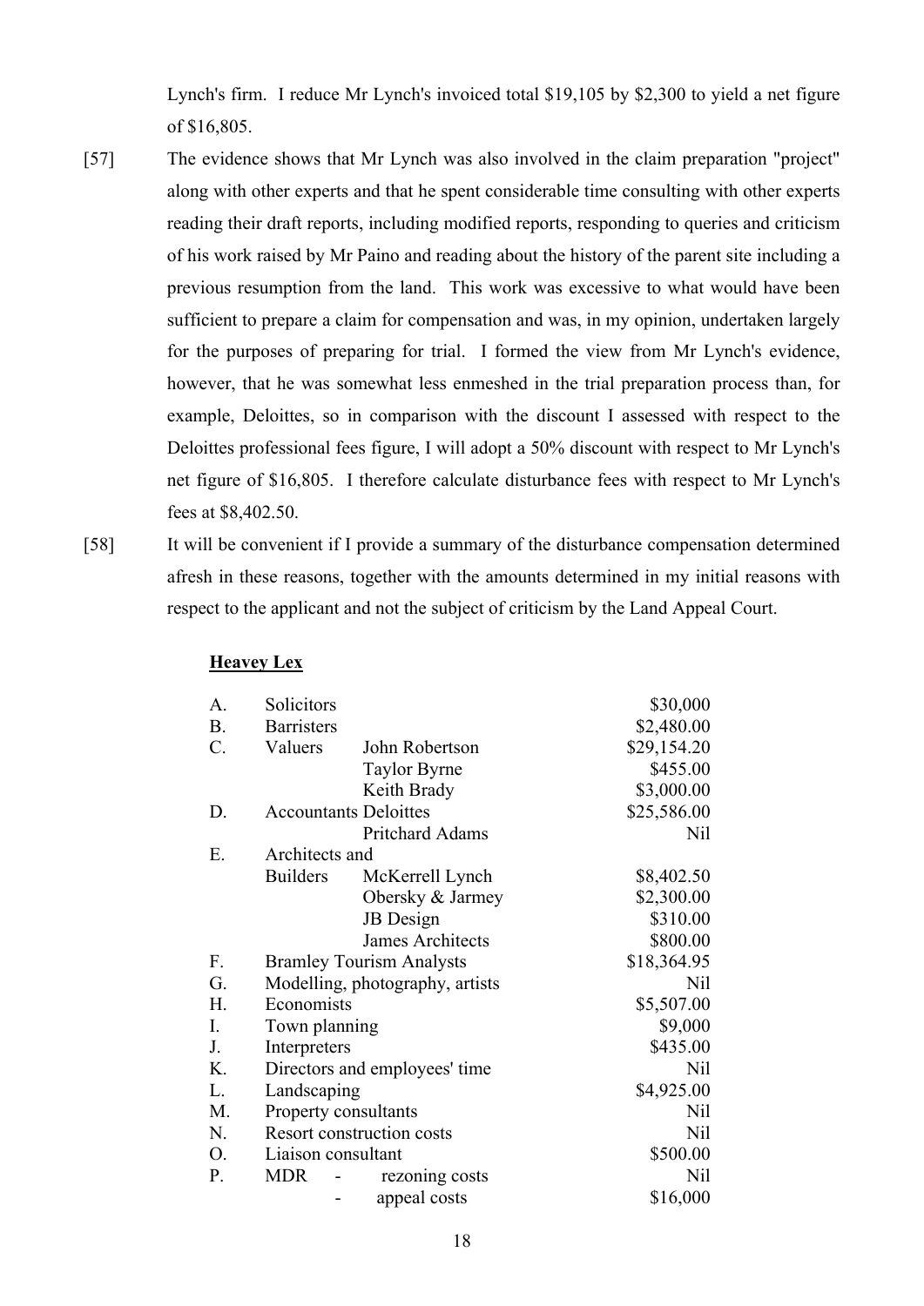Lynch's firm. I reduce Mr Lynch's invoiced total $19,105 by $2,300 to yield a net figure of $16,805.

[57] The evidence shows that Mr Lynch was also involved in the claim preparation "project" along with other experts and that he spent considerable time consulting with other experts reading their draft reports, including modified reports, responding to queries and criticism of his work raised by Mr Paino and reading about the history of the parent site including a previous resumption from the land. This work was excessive to what would have been sufficient to prepare a claim for compensation and was, in my opinion, undertaken largely for the purposes of preparing for trial. I formed the view from Mr Lynch's evidence, however, that he was somewhat less enmeshed in the trial preparation process than, for example, Deloittes, so in comparison with the discount I assessed with respect to the Deloittes professional fees figure, I will adopt a 50% discount with respect to Mr Lynch's net figure of $16,805. I therefore calculate disturbance fees with respect to Mr Lynch's fees at $8,402.50.

[58] It will be convenient if I provide a summary of the disturbance compensation determined afresh in these reasons, together with the amounts determined in my initial reasons with respect to the applicant and not the subject of criticism by the Land Appeal Court.

**Heavey Lex**

| | | | |
|---|---|---|---|
| A. | Solicitors | | $30,000 |
| B. | Barristers | | $2,480.00 |
| C. | Valuers | John Robertson | $29,154.20 |
| | | Taylor Byrne | $455.00 |
| | | Keith Brady | $3,000.00 |
| D. | Accountants | Deloittes | $25,586.00 |
| | | Pritchard Adams | Nil |
| E. | Architects and Builders | McKerrell Lynch | $8,402.50 |
| | | Obersky & Jarmey | $2,300.00 |
| | | JB Design | $310.00 |
| | | James Architects | $800.00 |
| F. | Bramley Tourism Analysts | | $18,364.95 |
| G. | Modelling, photography, artists | | Nil |
| H. | Economists | | $5,507.00 |
| I. | Town planning | | $9,000 |
| J. | Interpreters | | $435.00 |
| K. | Directors and employees' time | | Nil |
| L. | Landscaping | | $4,925.00 |
| M. | Property consultants | | Nil |
| N. | Resort construction costs | | Nil |
| O. | Liaison consultant | | $500.00 |
| P. | MDR | - rezoning costs | Nil |
| | | - appeal costs | $16,000 |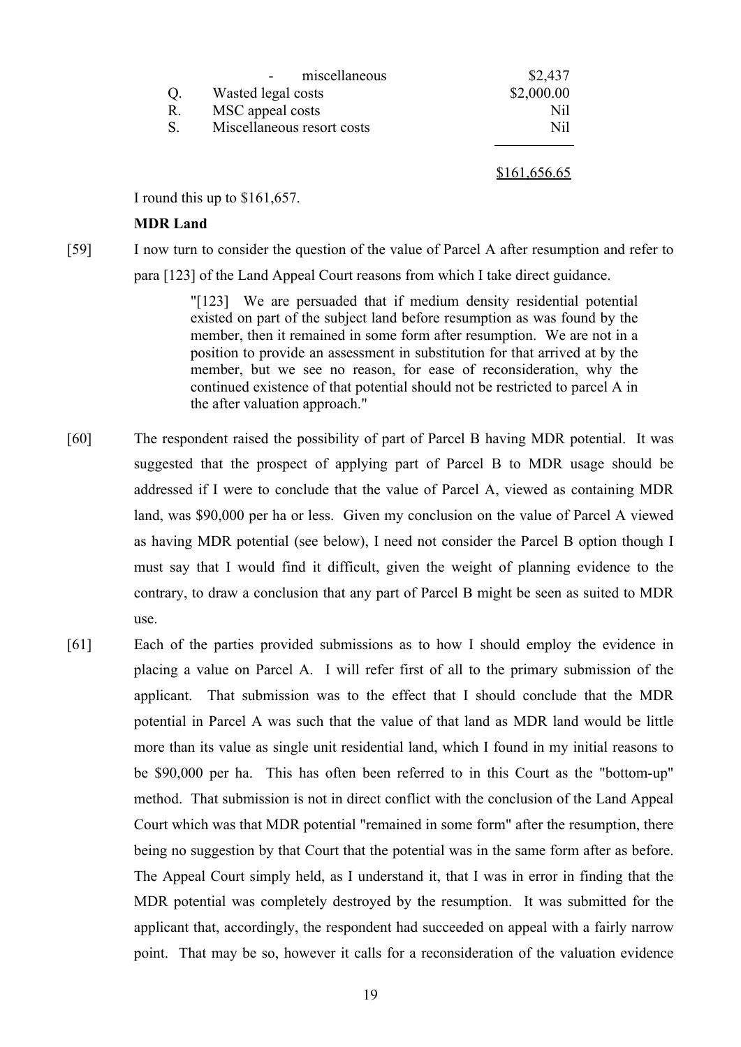| | | |
|---|---|---|
| | - miscellaneous | $2,437 |
| Q. | Wasted legal costs | $2,000.00 |
| R. | MSC appeal costs | Nil |
| S. | Miscellaneous resort costs | Nil |
| | | $161,656.65 |

I round this up to $161,657.

**MDR Land**

[59] I now turn to consider the question of the value of Parcel A after resumption and refer to para [123] of the Land Appeal Court reasons from which I take direct guidance.

> "[123] We are persuaded that if medium density residential potential existed on part of the subject land before resumption as was found by the member, then it remained in some form after resumption. We are not in a position to provide an assessment in substitution for that arrived at by the member, but we see no reason, for ease of reconsideration, why the continued existence of that potential should not be restricted to parcel A in the after valuation approach."

[60] The respondent raised the possibility of part of Parcel B having MDR potential. It was suggested that the prospect of applying part of Parcel B to MDR usage should be addressed if I were to conclude that the value of Parcel A, viewed as containing MDR land, was $90,000 per ha or less. Given my conclusion on the value of Parcel A viewed as having MDR potential (see below), I need not consider the Parcel B option though I must say that I would find it difficult, given the weight of planning evidence to the contrary, to draw a conclusion that any part of Parcel B might be seen as suited to MDR use.

[61] Each of the parties provided submissions as to how I should employ the evidence in placing a value on Parcel A. I will refer first of all to the primary submission of the applicant. That submission was to the effect that I should conclude that the MDR potential in Parcel A was such that the value of that land as MDR land would be little more than its value as single unit residential land, which I found in my initial reasons to be $90,000 per ha. This has often been referred to in this Court as the "bottom-up" method. That submission is not in direct conflict with the conclusion of the Land Appeal Court which was that MDR potential "remained in some form" after the resumption, there being no suggestion by that Court that the potential was in the same form after as before. The Appeal Court simply held, as I understand it, that I was in error in finding that the MDR potential was completely destroyed by the resumption. It was submitted for the applicant that, accordingly, the respondent had succeeded on appeal with a fairly narrow point. That may be so, however it calls for a reconsideration of the valuation evidence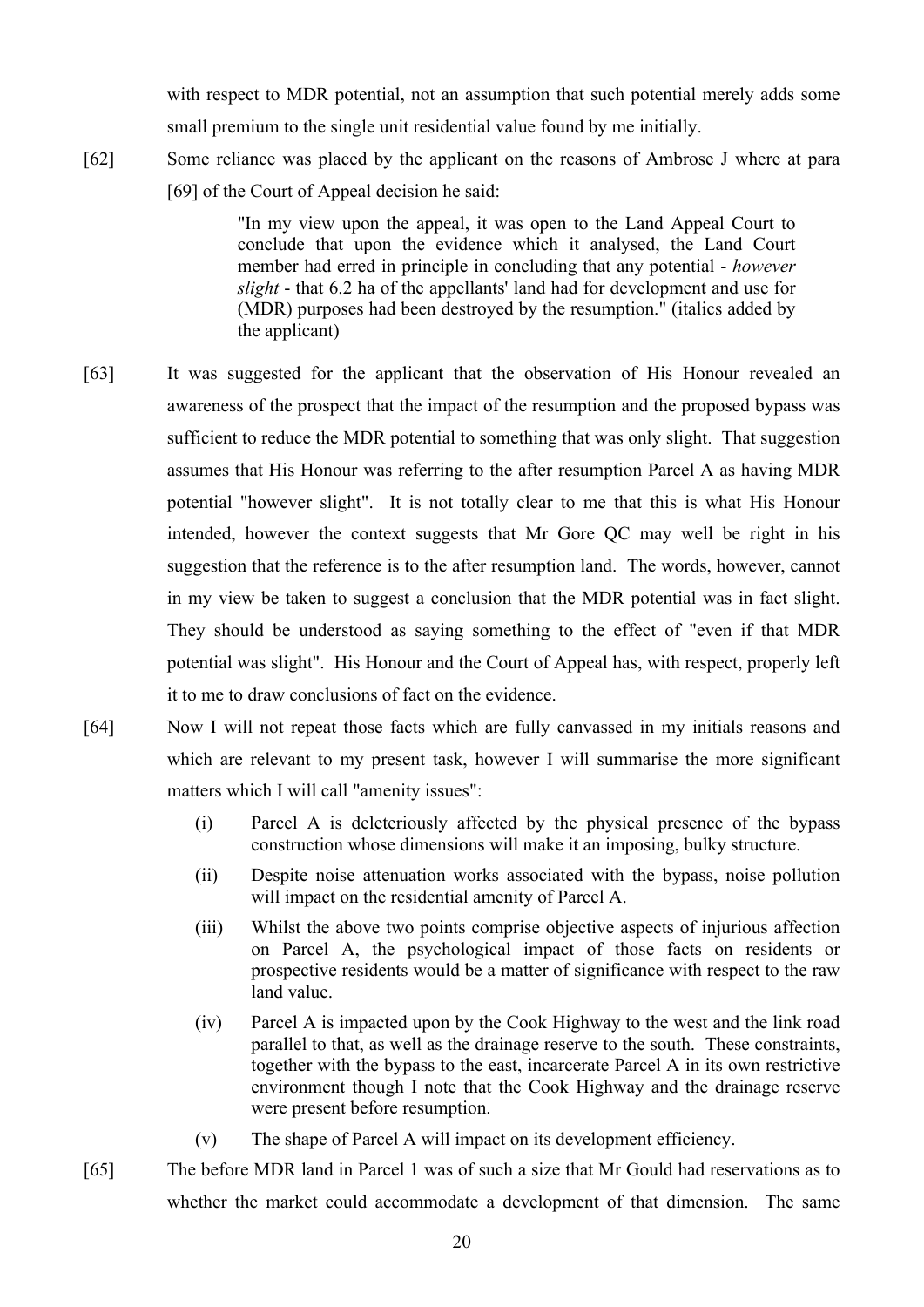with respect to MDR potential, not an assumption that such potential merely adds some small premium to the single unit residential value found by me initially.

[62] Some reliance was placed by the applicant on the reasons of Ambrose J where at para [69] of the Court of Appeal decision he said:

> "In my view upon the appeal, it was open to the Land Appeal Court to conclude that upon the evidence which it analysed, the Land Court member had erred in principle in concluding that any potential - *however slight* - that 6.2 ha of the appellants' land had for development and use for (MDR) purposes had been destroyed by the resumption." (italics added by the applicant)

[63] It was suggested for the applicant that the observation of His Honour revealed an awareness of the prospect that the impact of the resumption and the proposed bypass was sufficient to reduce the MDR potential to something that was only slight. That suggestion assumes that His Honour was referring to the after resumption Parcel A as having MDR potential "however slight". It is not totally clear to me that this is what His Honour intended, however the context suggests that Mr Gore QC may well be right in his suggestion that the reference is to the after resumption land. The words, however, cannot in my view be taken to suggest a conclusion that the MDR potential was in fact slight. They should be understood as saying something to the effect of "even if that MDR potential was slight". His Honour and the Court of Appeal has, with respect, properly left it to me to draw conclusions of fact on the evidence.

[64] Now I will not repeat those facts which are fully canvassed in my initials reasons and which are relevant to my present task, however I will summarise the more significant matters which I will call "amenity issues":

(i) Parcel A is deleteriously affected by the physical presence of the bypass construction whose dimensions will make it an imposing, bulky structure.

(ii) Despite noise attenuation works associated with the bypass, noise pollution will impact on the residential amenity of Parcel A.

(iii) Whilst the above two points comprise objective aspects of injurious affection on Parcel A, the psychological impact of those facts on residents or prospective residents would be a matter of significance with respect to the raw land value.

(iv) Parcel A is impacted upon by the Cook Highway to the west and the link road parallel to that, as well as the drainage reserve to the south. These constraints, together with the bypass to the east, incarcerate Parcel A in its own restrictive environment though I note that the Cook Highway and the drainage reserve were present before resumption.

(v) The shape of Parcel A will impact on its development efficiency.

[65] The before MDR land in Parcel 1 was of such a size that Mr Gould had reservations as to whether the market could accommodate a development of that dimension. The same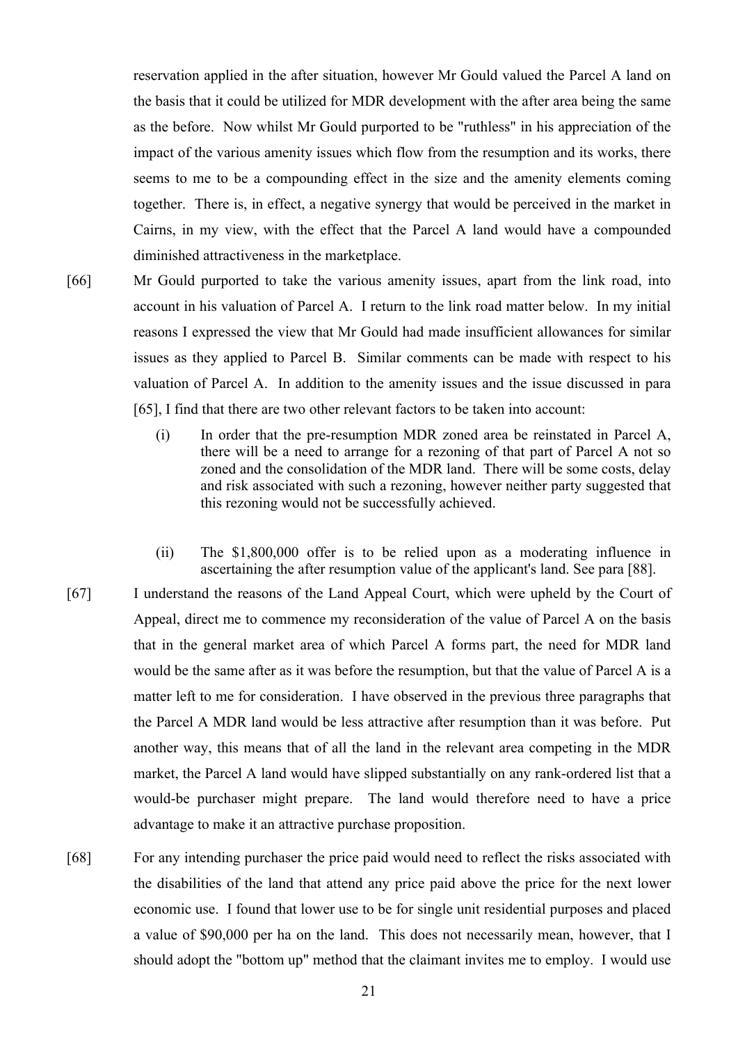reservation applied in the after situation, however Mr Gould valued the Parcel A land on the basis that it could be utilized for MDR development with the after area being the same as the before. Now whilst Mr Gould purported to be "ruthless" in his appreciation of the impact of the various amenity issues which flow from the resumption and its works, there seems to me to be a compounding effect in the size and the amenity elements coming together. There is, in effect, a negative synergy that would be perceived in the market in Cairns, in my view, with the effect that the Parcel A land would have a compounded diminished attractiveness in the marketplace.

[66] Mr Gould purported to take the various amenity issues, apart from the link road, into account in his valuation of Parcel A. I return to the link road matter below. In my initial reasons I expressed the view that Mr Gould had made insufficient allowances for similar issues as they applied to Parcel B. Similar comments can be made with respect to his valuation of Parcel A. In addition to the amenity issues and the issue discussed in para [65], I find that there are two other relevant factors to be taken into account:

> (i) In order that the pre-resumption MDR zoned area be reinstated in Parcel A, there will be a need to arrange for a rezoning of that part of Parcel A not so zoned and the consolidation of the MDR land. There will be some costs, delay and risk associated with such a rezoning, however neither party suggested that this rezoning would not be successfully achieved.
>
> (ii) The $1,800,000 offer is to be relied upon as a moderating influence in ascertaining the after resumption value of the applicant's land. See para [88].

[67] I understand the reasons of the Land Appeal Court, which were upheld by the Court of Appeal, direct me to commence my reconsideration of the value of Parcel A on the basis that in the general market area of which Parcel A forms part, the need for MDR land would be the same after as it was before the resumption, but that the value of Parcel A is a matter left to me for consideration. I have observed in the previous three paragraphs that the Parcel A MDR land would be less attractive after resumption than it was before. Put another way, this means that of all the land in the relevant area competing in the MDR market, the Parcel A land would have slipped substantially on any rank-ordered list that a would-be purchaser might prepare. The land would therefore need to have a price advantage to make it an attractive purchase proposition.

[68] For any intending purchaser the price paid would need to reflect the risks associated with the disabilities of the land that attend any price paid above the price for the next lower economic use. I found that lower use to be for single unit residential purposes and placed a value of $90,000 per ha on the land. This does not necessarily mean, however, that I should adopt the "bottom up" method that the claimant invites me to employ. I would use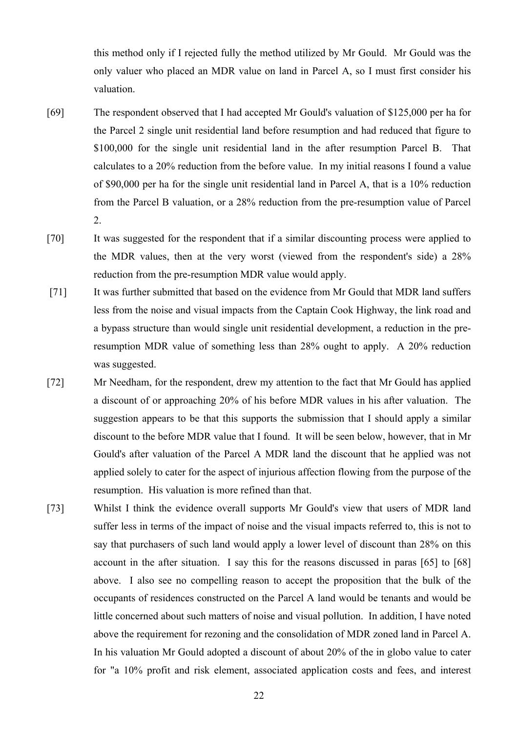this method only if I rejected fully the method utilized by Mr Gould. Mr Gould was the only valuer who placed an MDR value on land in Parcel A, so I must first consider his valuation.

[69] The respondent observed that I had accepted Mr Gould's valuation of $125,000 per ha for the Parcel 2 single unit residential land before resumption and had reduced that figure to $100,000 for the single unit residential land in the after resumption Parcel B. That calculates to a 20% reduction from the before value. In my initial reasons I found a value of $90,000 per ha for the single unit residential land in Parcel A, that is a 10% reduction from the Parcel B valuation, or a 28% reduction from the pre-resumption value of Parcel 2.

[70] It was suggested for the respondent that if a similar discounting process were applied to the MDR values, then at the very worst (viewed from the respondent's side) a 28% reduction from the pre-resumption MDR value would apply.

[71] It was further submitted that based on the evidence from Mr Gould that MDR land suffers less from the noise and visual impacts from the Captain Cook Highway, the link road and a bypass structure than would single unit residential development, a reduction in the pre-resumption MDR value of something less than 28% ought to apply. A 20% reduction was suggested.

[72] Mr Needham, for the respondent, drew my attention to the fact that Mr Gould has applied a discount of or approaching 20% of his before MDR values in his after valuation. The suggestion appears to be that this supports the submission that I should apply a similar discount to the before MDR value that I found. It will be seen below, however, that in Mr Gould's after valuation of the Parcel A MDR land the discount that he applied was not applied solely to cater for the aspect of injurious affection flowing from the purpose of the resumption. His valuation is more refined than that.

[73] Whilst I think the evidence overall supports Mr Gould's view that users of MDR land suffer less in terms of the impact of noise and the visual impacts referred to, this is not to say that purchasers of such land would apply a lower level of discount than 28% on this account in the after situation. I say this for the reasons discussed in paras [65] to [68] above. I also see no compelling reason to accept the proposition that the bulk of the occupants of residences constructed on the Parcel A land would be tenants and would be little concerned about such matters of noise and visual pollution. In addition, I have noted above the requirement for rezoning and the consolidation of MDR zoned land in Parcel A. In his valuation Mr Gould adopted a discount of about 20% of the in globo value to cater for "a 10% profit and risk element, associated application costs and fees, and interest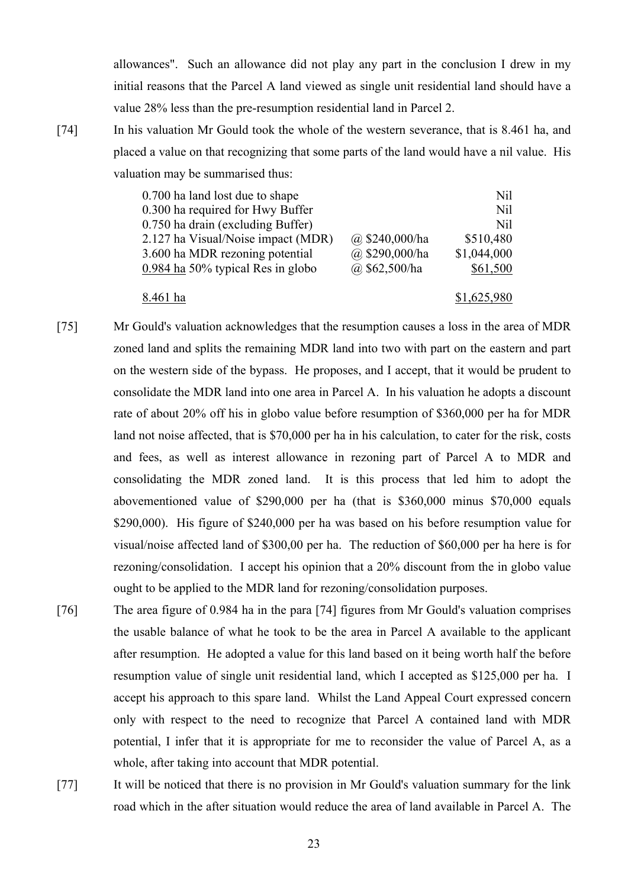allowances". Such an allowance did not play any part in the conclusion I drew in my initial reasons that the Parcel A land viewed as single unit residential land should have a value 28% less than the pre-resumption residential land in Parcel 2.

[74] In his valuation Mr Gould took the whole of the western severance, that is 8.461 ha, and placed a value on that recognizing that some parts of the land would have a nil value. His valuation may be summarised thus:

| | | |
|---|---|---|
| 0.700 ha land lost due to shape | | Nil |
| 0.300 ha required for Hwy Buffer | | Nil |
| 0.750 ha drain (excluding Buffer) | | Nil |
| 2.127 ha Visual/Noise impact (MDR) | @ $240,000/ha | $510,480 |
| 3.600 ha MDR rezoning potential | @ $290,000/ha | $1,044,000 |
| 0.984 ha 50% typical Res in globo | @ $62,500/ha | $61,500 |
| 8.461 ha | | $1,625,980 |

[75] Mr Gould's valuation acknowledges that the resumption causes a loss in the area of MDR zoned land and splits the remaining MDR land into two with part on the eastern and part on the western side of the bypass. He proposes, and I accept, that it would be prudent to consolidate the MDR land into one area in Parcel A. In his valuation he adopts a discount rate of about 20% off his in globo value before resumption of $360,000 per ha for MDR land not noise affected, that is $70,000 per ha in his calculation, to cater for the risk, costs and fees, as well as interest allowance in rezoning part of Parcel A to MDR and consolidating the MDR zoned land. It is this process that led him to adopt the abovementioned value of $290,000 per ha (that is $360,000 minus $70,000 equals $290,000). His figure of $240,000 per ha was based on his before resumption value for visual/noise affected land of $300,00 per ha. The reduction of $60,000 per ha here is for rezoning/consolidation. I accept his opinion that a 20% discount from the in globo value ought to be applied to the MDR land for rezoning/consolidation purposes.

[76] The area figure of 0.984 ha in the para [74] figures from Mr Gould's valuation comprises the usable balance of what he took to be the area in Parcel A available to the applicant after resumption. He adopted a value for this land based on it being worth half the before resumption value of single unit residential land, which I accepted as $125,000 per ha. I accept his approach to this spare land. Whilst the Land Appeal Court expressed concern only with respect to the need to recognize that Parcel A contained land with MDR potential, I infer that it is appropriate for me to reconsider the value of Parcel A, as a whole, after taking into account that MDR potential.

[77] It will be noticed that there is no provision in Mr Gould's valuation summary for the link road which in the after situation would reduce the area of land available in Parcel A. The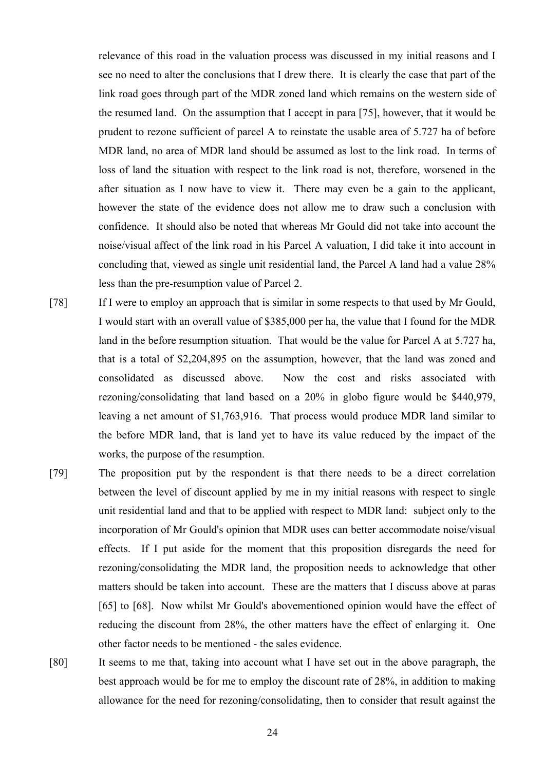relevance of this road in the valuation process was discussed in my initial reasons and I see no need to alter the conclusions that I drew there. It is clearly the case that part of the link road goes through part of the MDR zoned land which remains on the western side of the resumed land. On the assumption that I accept in para [75], however, that it would be prudent to rezone sufficient of parcel A to reinstate the usable area of 5.727 ha of before MDR land, no area of MDR land should be assumed as lost to the link road. In terms of loss of land the situation with respect to the link road is not, therefore, worsened in the after situation as I now have to view it. There may even be a gain to the applicant, however the state of the evidence does not allow me to draw such a conclusion with confidence. It should also be noted that whereas Mr Gould did not take into account the noise/visual affect of the link road in his Parcel A valuation, I did take it into account in concluding that, viewed as single unit residential land, the Parcel A land had a value 28% less than the pre-resumption value of Parcel 2.

[78] If I were to employ an approach that is similar in some respects to that used by Mr Gould, I would start with an overall value of $385,000 per ha, the value that I found for the MDR land in the before resumption situation. That would be the value for Parcel A at 5.727 ha, that is a total of $2,204,895 on the assumption, however, that the land was zoned and consolidated as discussed above. Now the cost and risks associated with rezoning/consolidating that land based on a 20% in globo figure would be $440,979, leaving a net amount of $1,763,916. That process would produce MDR land similar to the before MDR land, that is land yet to have its value reduced by the impact of the works, the purpose of the resumption.

[79] The proposition put by the respondent is that there needs to be a direct correlation between the level of discount applied by me in my initial reasons with respect to single unit residential land and that to be applied with respect to MDR land: subject only to the incorporation of Mr Gould's opinion that MDR uses can better accommodate noise/visual effects. If I put aside for the moment that this proposition disregards the need for rezoning/consolidating the MDR land, the proposition needs to acknowledge that other matters should be taken into account. These are the matters that I discuss above at paras [65] to [68]. Now whilst Mr Gould's abovementioned opinion would have the effect of reducing the discount from 28%, the other matters have the effect of enlarging it. One other factor needs to be mentioned - the sales evidence.

[80] It seems to me that, taking into account what I have set out in the above paragraph, the best approach would be for me to employ the discount rate of 28%, in addition to making allowance for the need for rezoning/consolidating, then to consider that result against the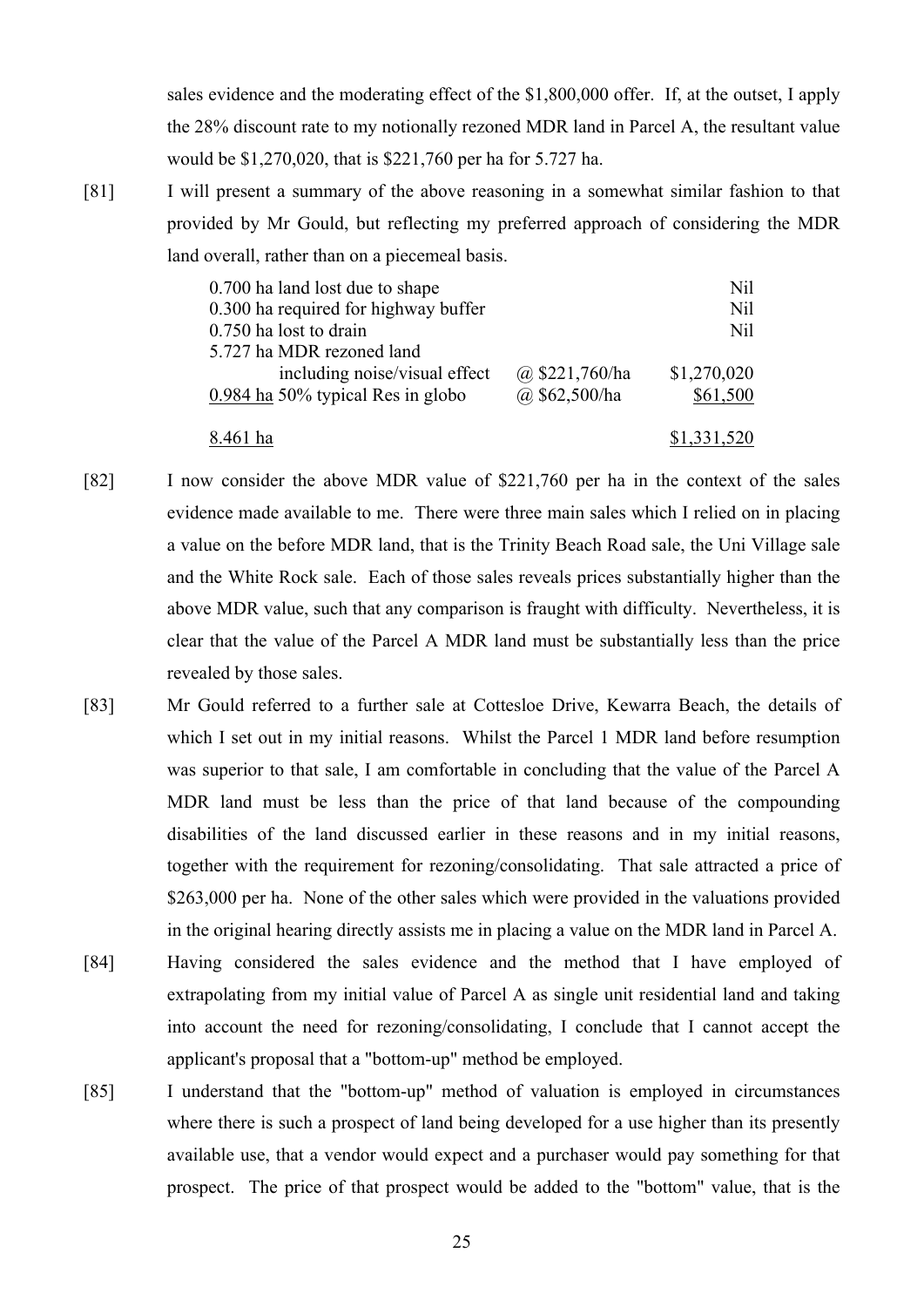sales evidence and the moderating effect of the $1,800,000 offer. If, at the outset, I apply the 28% discount rate to my notionally rezoned MDR land in Parcel A, the resultant value would be $1,270,020, that is $221,760 per ha for 5.727 ha.

[81] I will present a summary of the above reasoning in a somewhat similar fashion to that provided by Mr Gould, but reflecting my preferred approach of considering the MDR land overall, rather than on a piecemeal basis.

| | | |
|---|---|---|
| 0.700 ha land lost due to shape | | Nil |
| 0.300 ha required for highway buffer | | Nil |
| 0.750 ha lost to drain | | Nil |
| 5.727 ha MDR rezoned land including noise/visual effect | @ $221,760/ha | $1,270,020 |
| 0.984 ha 50% typical Res in globo | @ $62,500/ha | $61,500 |
| 8.461 ha | | $1,331,520 |

[82] I now consider the above MDR value of $221,760 per ha in the context of the sales evidence made available to me. There were three main sales which I relied on in placing a value on the before MDR land, that is the Trinity Beach Road sale, the Uni Village sale and the White Rock sale. Each of those sales reveals prices substantially higher than the above MDR value, such that any comparison is fraught with difficulty. Nevertheless, it is clear that the value of the Parcel A MDR land must be substantially less than the price revealed by those sales.

[83] Mr Gould referred to a further sale at Cottesloe Drive, Kewarra Beach, the details of which I set out in my initial reasons. Whilst the Parcel 1 MDR land before resumption was superior to that sale, I am comfortable in concluding that the value of the Parcel A MDR land must be less than the price of that land because of the compounding disabilities of the land discussed earlier in these reasons and in my initial reasons, together with the requirement for rezoning/consolidating. That sale attracted a price of $263,000 per ha. None of the other sales which were provided in the valuations provided in the original hearing directly assists me in placing a value on the MDR land in Parcel A.

[84] Having considered the sales evidence and the method that I have employed of extrapolating from my initial value of Parcel A as single unit residential land and taking into account the need for rezoning/consolidating, I conclude that I cannot accept the applicant's proposal that a "bottom-up" method be employed.

[85] I understand that the "bottom-up" method of valuation is employed in circumstances where there is such a prospect of land being developed for a use higher than its presently available use, that a vendor would expect and a purchaser would pay something for that prospect. The price of that prospect would be added to the "bottom" value, that is the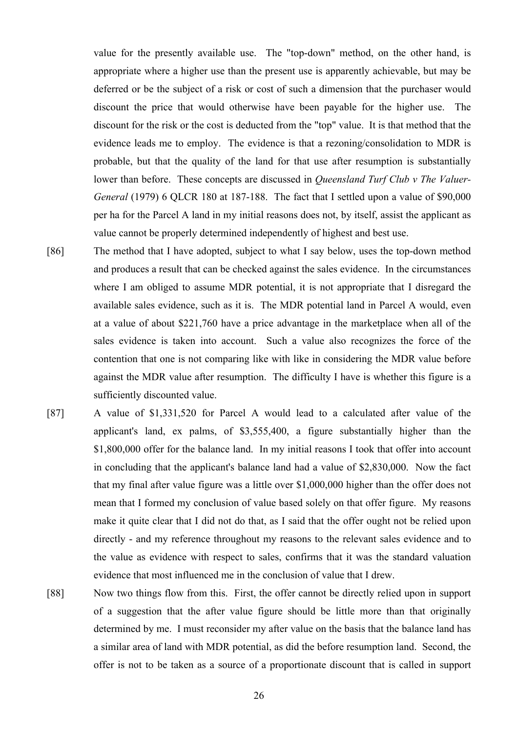value for the presently available use. The "top-down" method, on the other hand, is appropriate where a higher use than the present use is apparently achievable, but may be deferred or be the subject of a risk or cost of such a dimension that the purchaser would discount the price that would otherwise have been payable for the higher use. The discount for the risk or the cost is deducted from the "top" value. It is that method that the evidence leads me to employ. The evidence is that a rezoning/consolidation to MDR is probable, but that the quality of the land for that use after resumption is substantially lower than before. These concepts are discussed in *Queensland Turf Club v The Valuer-General* (1979) 6 QLCR 180 at 187-188. The fact that I settled upon a value of $90,000 per ha for the Parcel A land in my initial reasons does not, by itself, assist the applicant as value cannot be properly determined independently of highest and best use.

[86] The method that I have adopted, subject to what I say below, uses the top-down method and produces a result that can be checked against the sales evidence. In the circumstances where I am obliged to assume MDR potential, it is not appropriate that I disregard the available sales evidence, such as it is. The MDR potential land in Parcel A would, even at a value of about $221,760 have a price advantage in the marketplace when all of the sales evidence is taken into account. Such a value also recognizes the force of the contention that one is not comparing like with like in considering the MDR value before against the MDR value after resumption. The difficulty I have is whether this figure is a sufficiently discounted value.

[87] A value of $1,331,520 for Parcel A would lead to a calculated after value of the applicant's land, ex palms, of $3,555,400, a figure substantially higher than the $1,800,000 offer for the balance land. In my initial reasons I took that offer into account in concluding that the applicant's balance land had a value of $2,830,000. Now the fact that my final after value figure was a little over $1,000,000 higher than the offer does not mean that I formed my conclusion of value based solely on that offer figure. My reasons make it quite clear that I did not do that, as I said that the offer ought not be relied upon directly - and my reference throughout my reasons to the relevant sales evidence and to the value as evidence with respect to sales, confirms that it was the standard valuation evidence that most influenced me in the conclusion of value that I drew.

[88] Now two things flow from this. First, the offer cannot be directly relied upon in support of a suggestion that the after value figure should be little more than that originally determined by me. I must reconsider my after value on the basis that the balance land has a similar area of land with MDR potential, as did the before resumption land. Second, the offer is not to be taken as a source of a proportionate discount that is called in support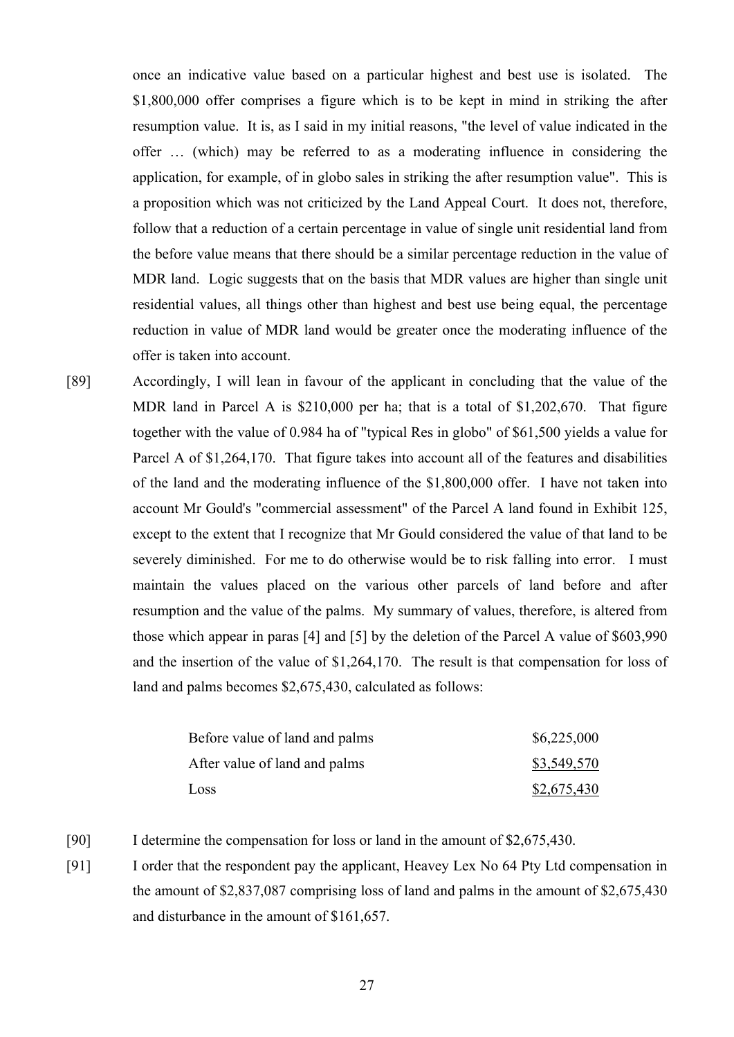once an indicative value based on a particular highest and best use is isolated. The $1,800,000 offer comprises a figure which is to be kept in mind in striking the after resumption value. It is, as I said in my initial reasons, "the level of value indicated in the offer … (which) may be referred to as a moderating influence in considering the application, for example, of in globo sales in striking the after resumption value". This is a proposition which was not criticized by the Land Appeal Court. It does not, therefore, follow that a reduction of a certain percentage in value of single unit residential land from the before value means that there should be a similar percentage reduction in the value of MDR land. Logic suggests that on the basis that MDR values are higher than single unit residential values, all things other than highest and best use being equal, the percentage reduction in value of MDR land would be greater once the moderating influence of the offer is taken into account.

[89] Accordingly, I will lean in favour of the applicant in concluding that the value of the MDR land in Parcel A is $210,000 per ha; that is a total of $1,202,670. That figure together with the value of 0.984 ha of "typical Res in globo" of $61,500 yields a value for Parcel A of $1,264,170. That figure takes into account all of the features and disabilities of the land and the moderating influence of the $1,800,000 offer. I have not taken into account Mr Gould's "commercial assessment" of the Parcel A land found in Exhibit 125, except to the extent that I recognize that Mr Gould considered the value of that land to be severely diminished. For me to do otherwise would be to risk falling into error. I must maintain the values placed on the various other parcels of land before and after resumption and the value of the palms. My summary of values, therefore, is altered from those which appear in paras [4] and [5] by the deletion of the Parcel A value of $603,990 and the insertion of the value of $1,264,170. The result is that compensation for loss of land and palms becomes $2,675,430, calculated as follows:

| | |
|---|---|
| Before value of land and palms | $6,225,000 |
| After value of land and palms | $3,549,570 |
| Loss | $2,675,430 |

[90] I determine the compensation for loss or land in the amount of $2,675,430.

[91] I order that the respondent pay the applicant, Heavey Lex No 64 Pty Ltd compensation in the amount of $2,837,087 comprising loss of land and palms in the amount of $2,675,430 and disturbance in the amount of $161,657.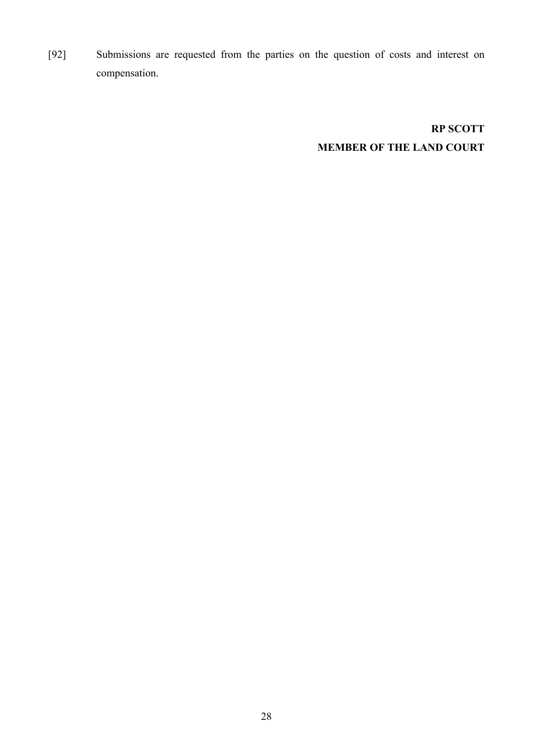[92] Submissions are requested from the parties on the question of costs and interest on compensation.

**RP SCOTT**

**MEMBER OF THE LAND COURT**